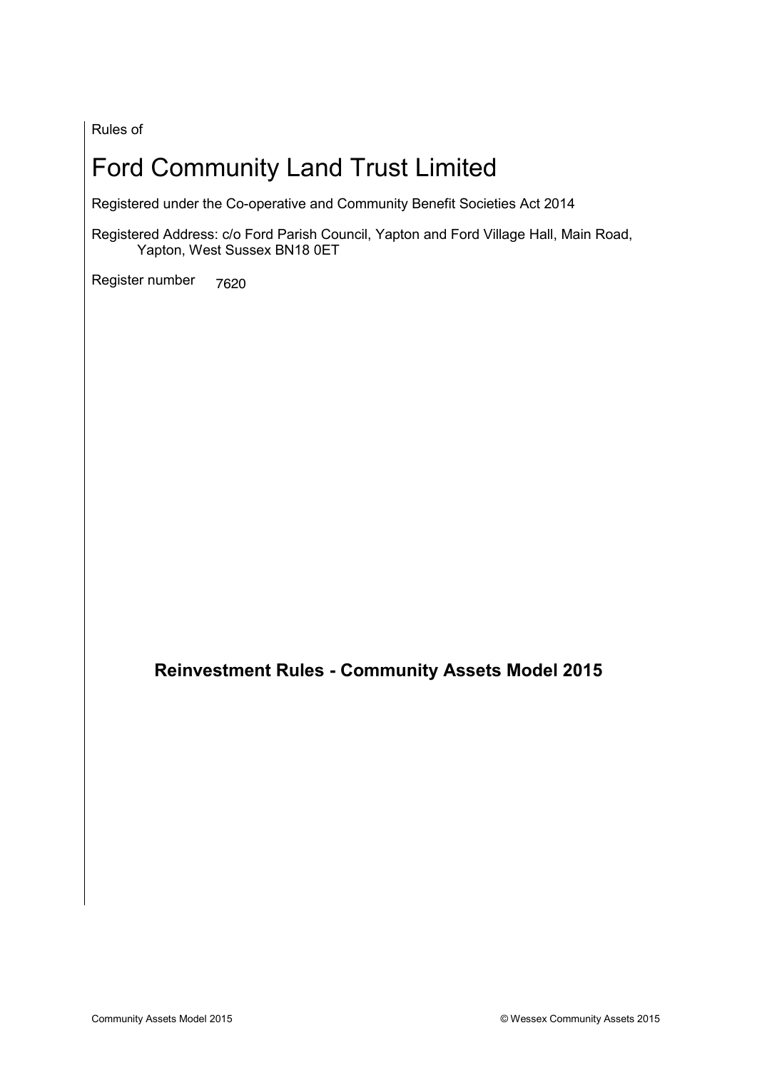Rules of

# Ford Community Land Trust Limited

Registered under the Co-operative and Community Benefit Societies Act 2014

Registered Address: c/o Ford Parish Council, Yapton and Ford Village Hall, Main Road, Yapton, West Sussex BN18 0ET

Register number 7620

## Reinvestment Rules - Community Assets Model 2015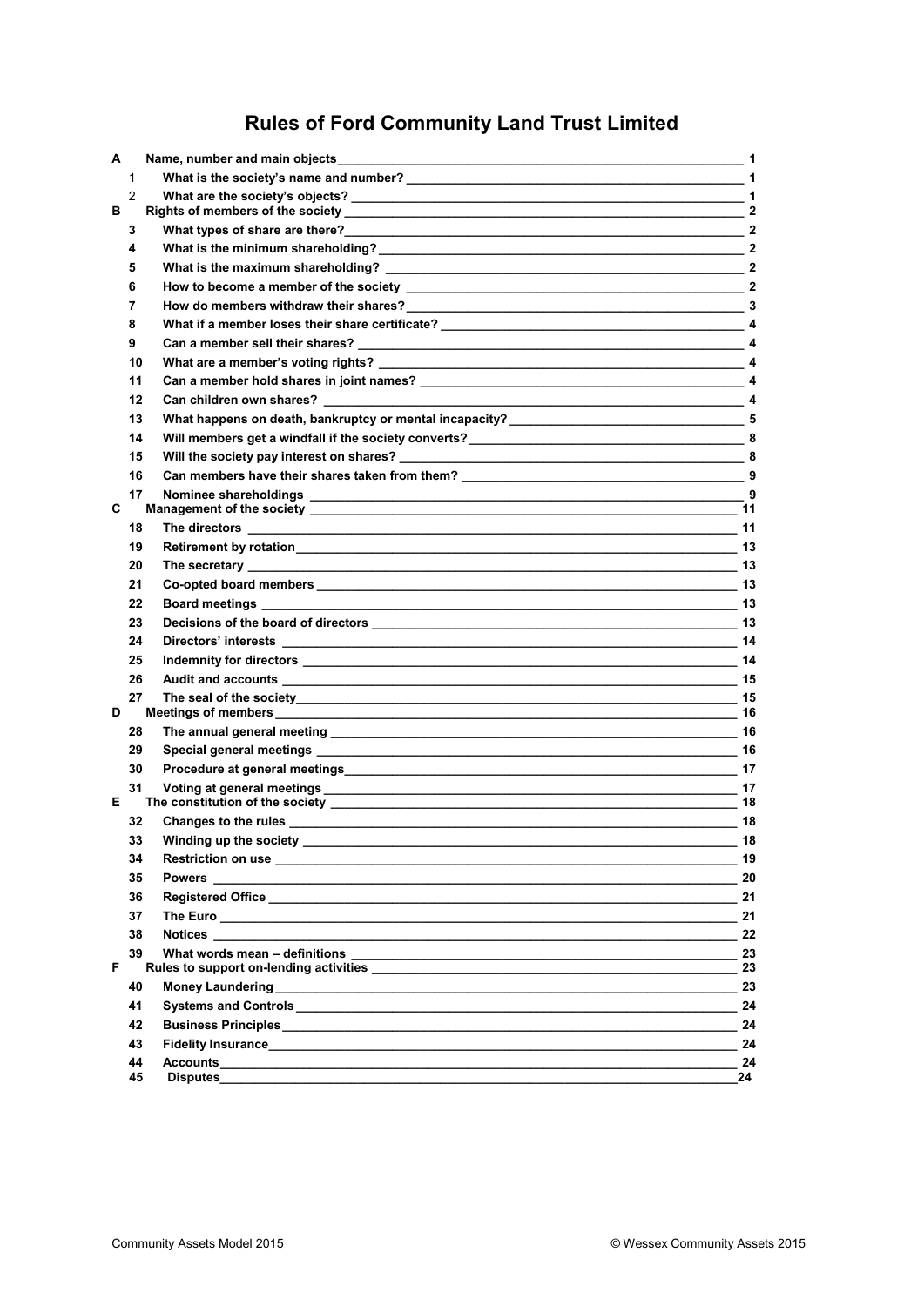# Rules of Ford Community Land Trust Limited

| | | | |
|---|---|---|---|
| A | | Name, number and main objects | 1 |
| | 1 | What is the society's name and number? | 1 |
| | 2 | What are the society's objects? | 1 |
| B | | Rights of members of the society | 2 |
| | 3 | What types of share are there? | 2 |
| | 4 | What is the minimum shareholding? | 2 |
| | 5 | What is the maximum shareholding? | 2 |
| | 6 | How to become a member of the society | 2 |
| | 7 | How do members withdraw their shares? | 3 |
| | 8 | What if a member loses their share certificate? | 4 |
| | 9 | Can a member sell their shares? | 4 |
| | 10 | What are a member's voting rights? | 4 |
| | 11 | Can a member hold shares in joint names? | 4 |
| | 12 | Can children own shares? | 4 |
| | 13 | What happens on death, bankruptcy or mental incapacity? | 5 |
| | 14 | Will members get a windfall if the society converts? | 8 |
| | 15 | Will the society pay interest on shares? | 8 |
| | 16 | Can members have their shares taken from them? | 9 |
| | 17 | Nominee shareholdings | 9 |
| C | | Management of the society | 11 |
| | 18 | The directors | 11 |
| | 19 | Retirement by rotation | 13 |
| | 20 | The secretary | 13 |
| | 21 | Co-opted board members | 13 |
| | 22 | Board meetings | 13 |
| | 23 | Decisions of the board of directors | 13 |
| | 24 | Directors' interests | 14 |
| | 25 | Indemnity for directors | 14 |
| | 26 | Audit and accounts | 15 |
| | 27 | The seal of the society | 15 |
| D | | Meetings of members | 16 |
| | 28 | The annual general meeting | 16 |
| | 29 | Special general meetings | 16 |
| | 30 | Procedure at general meetings | 17 |
| | 31 | Voting at general meetings | 17 |
| E | | The constitution of the society | 18 |
| | 32 | Changes to the rules | 18 |
| | 33 | Winding up the society | 18 |
| | 34 | Restriction on use | 19 |
| | 35 | Powers | 20 |
| | 36 | Registered Office | 21 |
| | 37 | The Euro | 21 |
| | 38 | Notices | 22 |
| | 39 | What words mean – definitions | 23 |
| F | | Rules to support on-lending activities | 23 |
| | 40 | Money Laundering | 23 |
| | 41 | Systems and Controls | 24 |
| | 42 | Business Principles | 24 |
| | 43 | Fidelity Insurance | 24 |
| | 44 | Accounts | 24 |
| | 45 | Disputes | 24 |

Community Assets Model 2015 © Wessex Community Assets 2015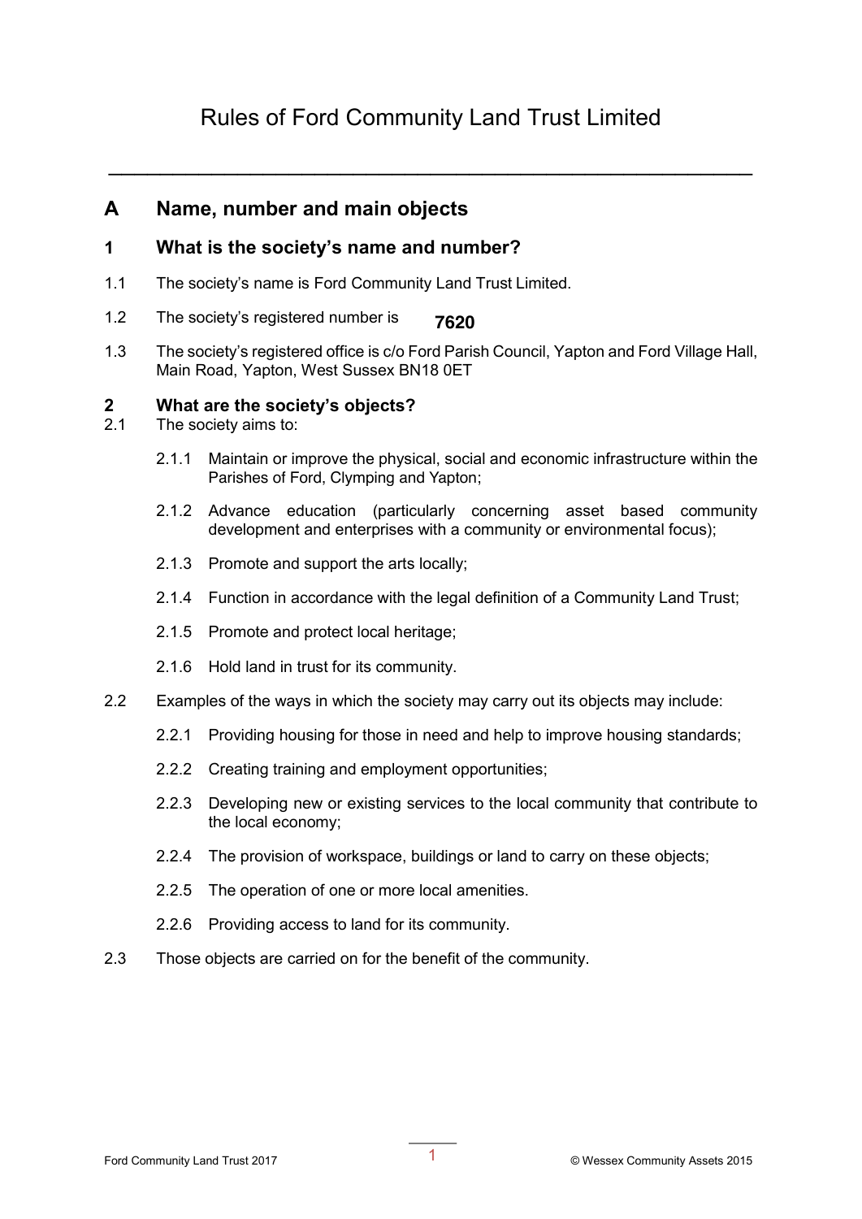# Rules of Ford Community Land Trust Limited

---

## A Name, number and main objects

### 1 What is the society's name and number?

1.1 The society's name is Ford Community Land Trust Limited.

1.2 The society's registered number is **7620**

1.3 The society's registered office is c/o Ford Parish Council, Yapton and Ford Village Hall, Main Road, Yapton, West Sussex BN18 0ET

### 2 What are the society's objects?

2.1 The society aims to:

2.1.1 Maintain or improve the physical, social and economic infrastructure within the Parishes of Ford, Clymping and Yapton;

2.1.2 Advance education (particularly concerning asset based community development and enterprises with a community or environmental focus);

2.1.3 Promote and support the arts locally;

2.1.4 Function in accordance with the legal definition of a Community Land Trust;

2.1.5 Promote and protect local heritage;

2.1.6 Hold land in trust for its community.

2.2 Examples of the ways in which the society may carry out its objects may include:

2.2.1 Providing housing for those in need and help to improve housing standards;

2.2.2 Creating training and employment opportunities;

2.2.3 Developing new or existing services to the local community that contribute to the local economy;

2.2.4 The provision of workspace, buildings or land to carry on these objects;

2.2.5 The operation of one or more local amenities.

2.2.6 Providing access to land for its community.

2.3 Those objects are carried on for the benefit of the community.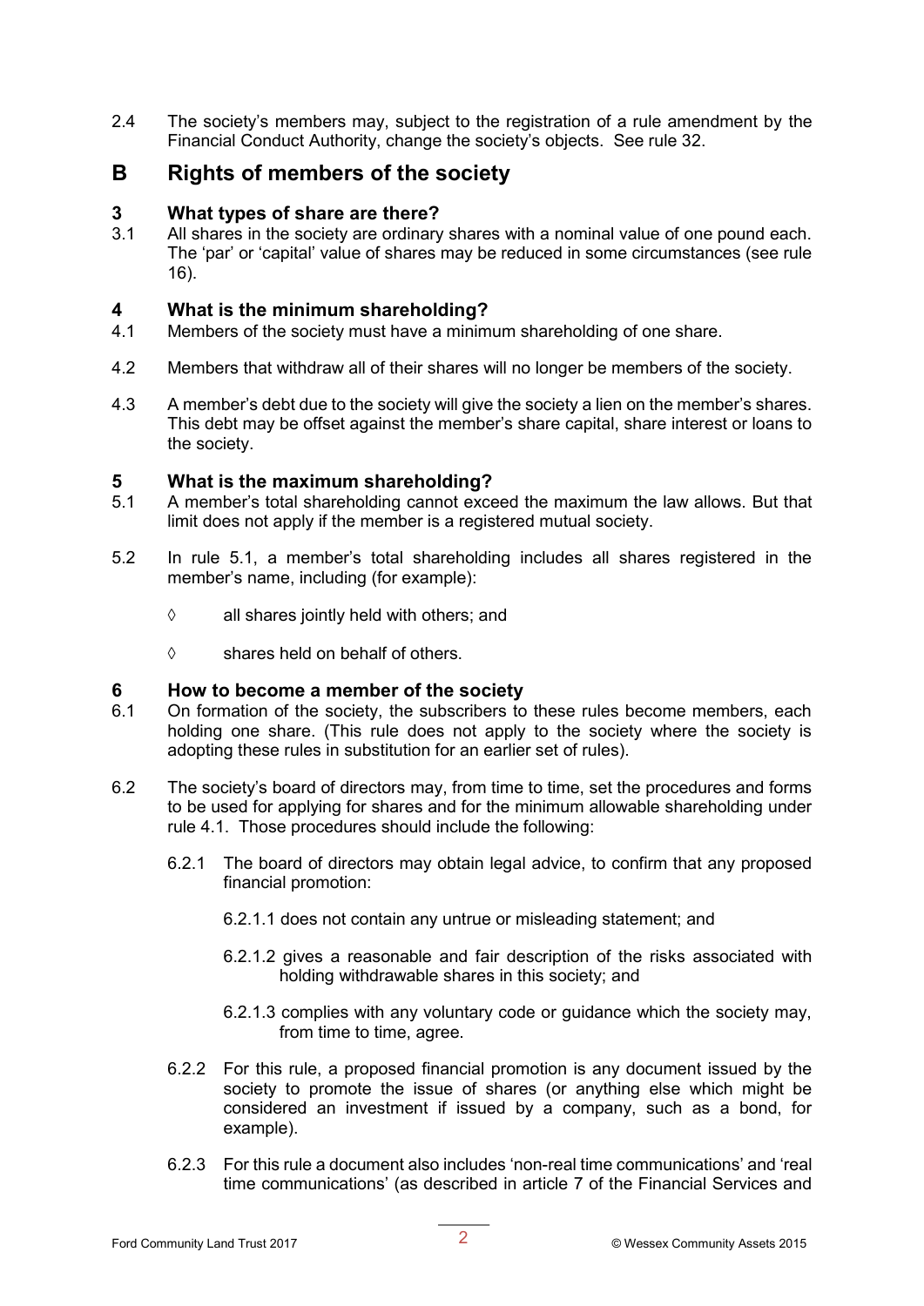2.4 The society's members may, subject to the registration of a rule amendment by the Financial Conduct Authority, change the society's objects. See rule 32.

# B Rights of members of the society

## 3 What types of share are there?

3.1 All shares in the society are ordinary shares with a nominal value of one pound each. The 'par' or 'capital' value of shares may be reduced in some circumstances (see rule 16).

## 4 What is the minimum shareholding?

4.1 Members of the society must have a minimum shareholding of one share.

4.2 Members that withdraw all of their shares will no longer be members of the society.

4.3 A member's debt due to the society will give the society a lien on the member's shares. This debt may be offset against the member's share capital, share interest or loans to the society.

## 5 What is the maximum shareholding?

5.1 A member's total shareholding cannot exceed the maximum the law allows. But that limit does not apply if the member is a registered mutual society.

5.2 In rule 5.1, a member's total shareholding includes all shares registered in the member's name, including (for example):

- ◊ all shares jointly held with others; and
- ◊ shares held on behalf of others.

## 6 How to become a member of the society

6.1 On formation of the society, the subscribers to these rules become members, each holding one share. (This rule does not apply to the society where the society is adopting these rules in substitution for an earlier set of rules).

6.2 The society's board of directors may, from time to time, set the procedures and forms to be used for applying for shares and for the minimum allowable shareholding under rule 4.1. Those procedures should include the following:

6.2.1 The board of directors may obtain legal advice, to confirm that any proposed financial promotion:

6.2.1.1 does not contain any untrue or misleading statement; and

6.2.1.2 gives a reasonable and fair description of the risks associated with holding withdrawable shares in this society; and

6.2.1.3 complies with any voluntary code or guidance which the society may, from time to time, agree.

6.2.2 For this rule, a proposed financial promotion is any document issued by the society to promote the issue of shares (or anything else which might be considered an investment if issued by a company, such as a bond, for example).

6.2.3 For this rule a document also includes 'non-real time communications' and 'real time communications' (as described in article 7 of the Financial Services and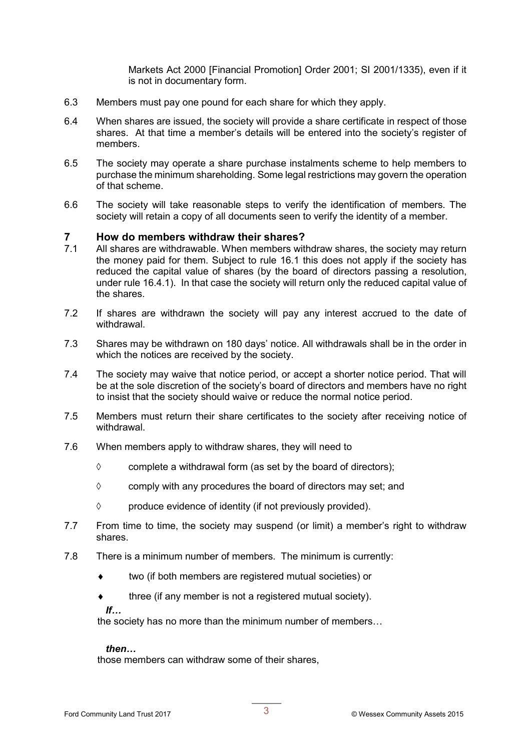Markets Act 2000 [Financial Promotion] Order 2001; SI 2001/1335), even if it is not in documentary form.

6.3 Members must pay one pound for each share for which they apply.

6.4 When shares are issued, the society will provide a share certificate in respect of those shares. At that time a member's details will be entered into the society's register of members.

6.5 The society may operate a share purchase instalments scheme to help members to purchase the minimum shareholding. Some legal restrictions may govern the operation of that scheme.

6.6 The society will take reasonable steps to verify the identification of members. The society will retain a copy of all documents seen to verify the identity of a member.

## 7 How do members withdraw their shares?

7.1 All shares are withdrawable. When members withdraw shares, the society may return the money paid for them. Subject to rule 16.1 this does not apply if the society has reduced the capital value of shares (by the board of directors passing a resolution, under rule 16.4.1). In that case the society will return only the reduced capital value of the shares.

7.2 If shares are withdrawn the society will pay any interest accrued to the date of withdrawal.

7.3 Shares may be withdrawn on 180 days' notice. All withdrawals shall be in the order in which the notices are received by the society.

7.4 The society may waive that notice period, or accept a shorter notice period. That will be at the sole discretion of the society's board of directors and members have no right to insist that the society should waive or reduce the normal notice period.

7.5 Members must return their share certificates to the society after receiving notice of withdrawal.

7.6 When members apply to withdraw shares, they will need to

- ◊ complete a withdrawal form (as set by the board of directors);
- ◊ comply with any procedures the board of directors may set; and
- ◊ produce evidence of identity (if not previously provided).

7.7 From time to time, the society may suspend (or limit) a member's right to withdraw shares.

7.8 There is a minimum number of members. The minimum is currently:

- ♦ two (if both members are registered mutual societies) or
- ♦ three (if any member is not a registered mutual society).

***If…***

the society has no more than the minimum number of members…

***then…***

those members can withdraw some of their shares,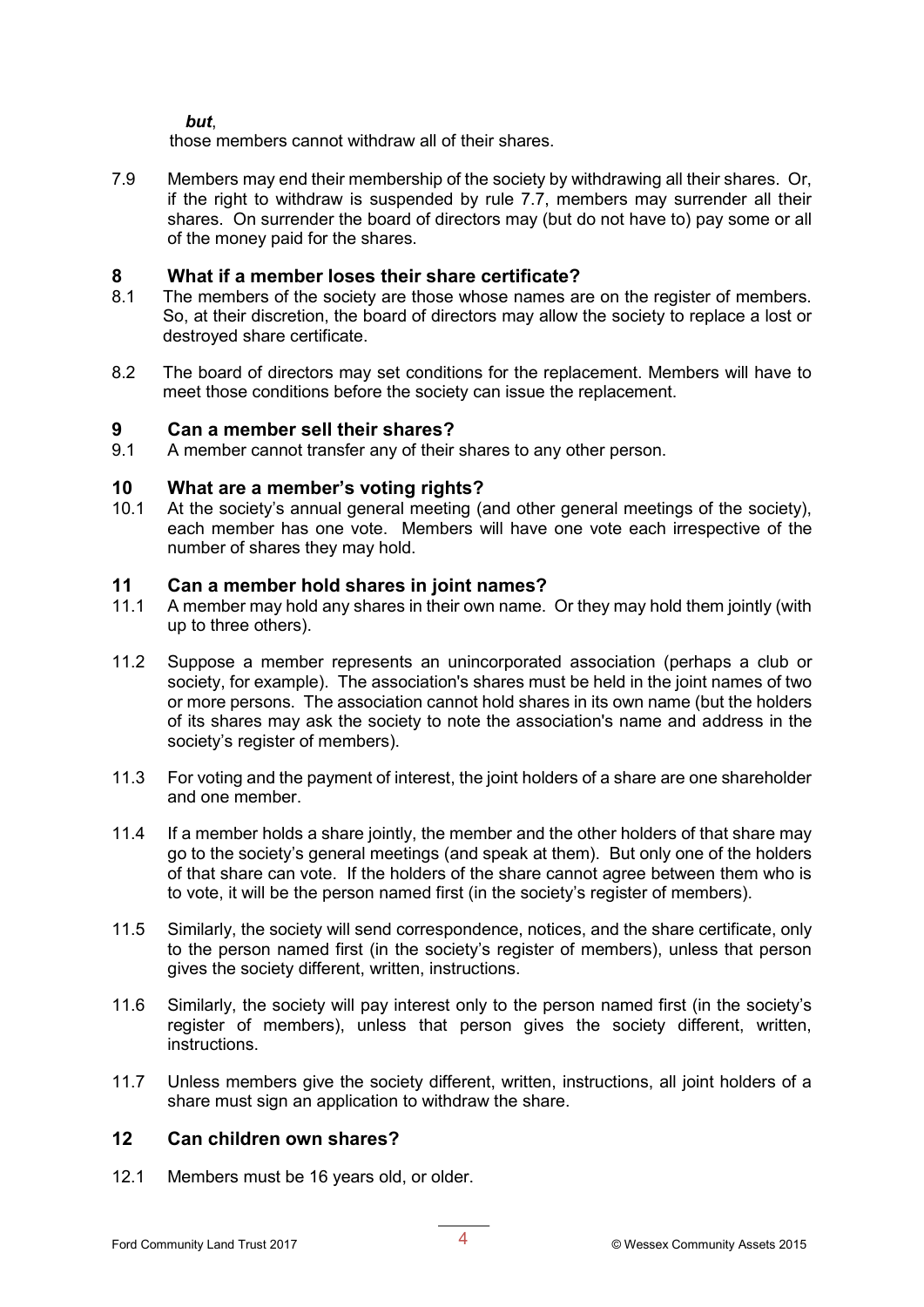*but*,

those members cannot withdraw all of their shares.

7.9 Members may end their membership of the society by withdrawing all their shares. Or, if the right to withdraw is suspended by rule 7.7, members may surrender all their shares. On surrender the board of directors may (but do not have to) pay some or all of the money paid for the shares.

## 8 What if a member loses their share certificate?

8.1 The members of the society are those whose names are on the register of members. So, at their discretion, the board of directors may allow the society to replace a lost or destroyed share certificate.

8.2 The board of directors may set conditions for the replacement. Members will have to meet those conditions before the society can issue the replacement.

## 9 Can a member sell their shares?

9.1 A member cannot transfer any of their shares to any other person.

## 10 What are a member's voting rights?

10.1 At the society's annual general meeting (and other general meetings of the society), each member has one vote. Members will have one vote each irrespective of the number of shares they may hold.

## 11 Can a member hold shares in joint names?

11.1 A member may hold any shares in their own name. Or they may hold them jointly (with up to three others).

11.2 Suppose a member represents an unincorporated association (perhaps a club or society, for example). The association's shares must be held in the joint names of two or more persons. The association cannot hold shares in its own name (but the holders of its shares may ask the society to note the association's name and address in the society's register of members).

11.3 For voting and the payment of interest, the joint holders of a share are one shareholder and one member.

11.4 If a member holds a share jointly, the member and the other holders of that share may go to the society's general meetings (and speak at them). But only one of the holders of that share can vote. If the holders of the share cannot agree between them who is to vote, it will be the person named first (in the society's register of members).

11.5 Similarly, the society will send correspondence, notices, and the share certificate, only to the person named first (in the society's register of members), unless that person gives the society different, written, instructions.

11.6 Similarly, the society will pay interest only to the person named first (in the society's register of members), unless that person gives the society different, written, instructions.

11.7 Unless members give the society different, written, instructions, all joint holders of a share must sign an application to withdraw the share.

## 12 Can children own shares?

12.1 Members must be 16 years old, or older.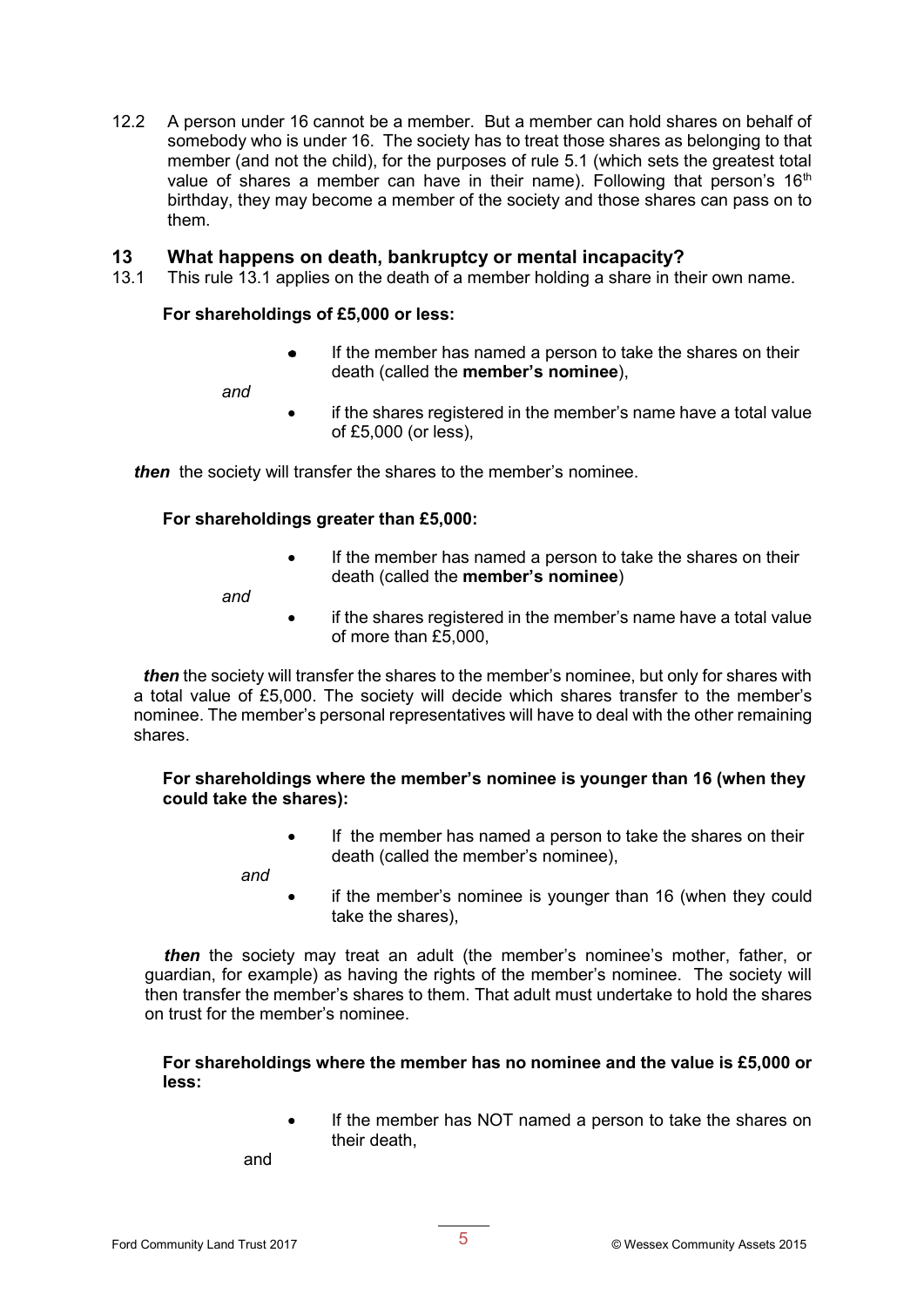12.2 A person under 16 cannot be a member. But a member can hold shares on behalf of somebody who is under 16. The society has to treat those shares as belonging to that member (and not the child), for the purposes of rule 5.1 (which sets the greatest total value of shares a member can have in their name). Following that person's 16th birthday, they may become a member of the society and those shares can pass on to them.

## 13 What happens on death, bankruptcy or mental incapacity?

13.1 This rule 13.1 applies on the death of a member holding a share in their own name.

**For shareholdings of £5,000 or less:**

- If the member has named a person to take the shares on their death (called the **member's nominee**),

*and*

- if the shares registered in the member's name have a total value of £5,000 (or less),

***then*** the society will transfer the shares to the member's nominee.

**For shareholdings greater than £5,000:**

- If the member has named a person to take the shares on their death (called the **member's nominee**)

*and*

- if the shares registered in the member's name have a total value of more than £5,000,

***then*** the society will transfer the shares to the member's nominee, but only for shares with a total value of £5,000. The society will decide which shares transfer to the member's nominee. The member's personal representatives will have to deal with the other remaining shares.

**For shareholdings where the member's nominee is younger than 16 (when they could take the shares):**

- If the member has named a person to take the shares on their death (called the member's nominee),

*and*

- if the member's nominee is younger than 16 (when they could take the shares),

***then*** the society may treat an adult (the member's nominee's mother, father, or guardian, for example) as having the rights of the member's nominee. The society will then transfer the member's shares to them. That adult must undertake to hold the shares on trust for the member's nominee.

**For shareholdings where the member has no nominee and the value is £5,000 or less:**

- If the member has NOT named a person to take the shares on their death,

and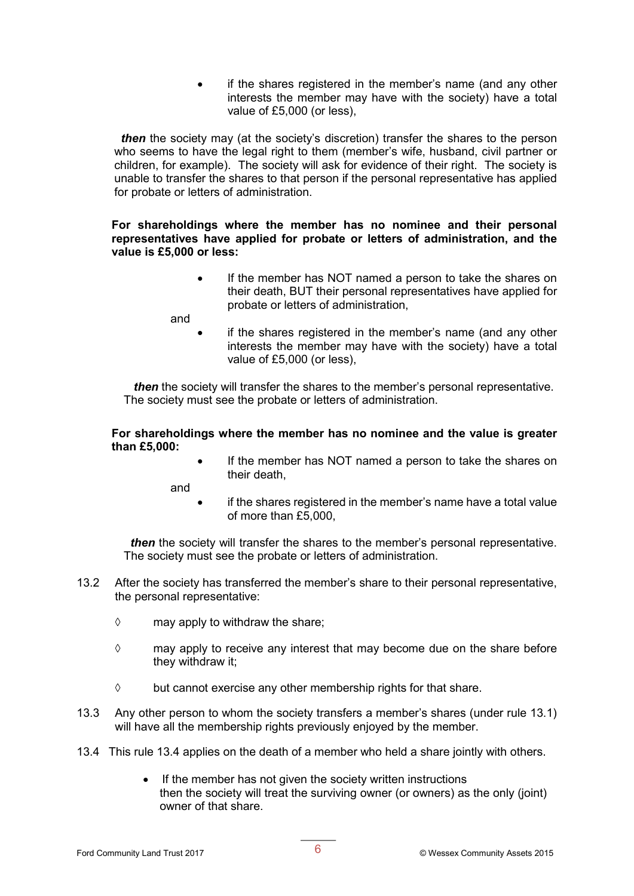- if the shares registered in the member's name (and any other interests the member may have with the society) have a total value of £5,000 (or less),

***then*** the society may (at the society's discretion) transfer the shares to the person who seems to have the legal right to them (member's wife, husband, civil partner or children, for example). The society will ask for evidence of their right. The society is unable to transfer the shares to that person if the personal representative has applied for probate or letters of administration.

**For shareholdings where the member has no nominee and their personal representatives have applied for probate or letters of administration, and the value is £5,000 or less:**

- If the member has NOT named a person to take the shares on their death, BUT their personal representatives have applied for probate or letters of administration,

and

- if the shares registered in the member's name (and any other interests the member may have with the society) have a total value of £5,000 (or less),

***then*** the society will transfer the shares to the member's personal representative. The society must see the probate or letters of administration.

**For shareholdings where the member has no nominee and the value is greater than £5,000:**

- If the member has NOT named a person to take the shares on their death,

and

- if the shares registered in the member's name have a total value of more than £5,000,

***then*** the society will transfer the shares to the member's personal representative. The society must see the probate or letters of administration.

13.2 After the society has transferred the member's share to their personal representative, the personal representative:

◊ may apply to withdraw the share;

◊ may apply to receive any interest that may become due on the share before they withdraw it;

◊ but cannot exercise any other membership rights for that share.

13.3 Any other person to whom the society transfers a member's shares (under rule 13.1) will have all the membership rights previously enjoyed by the member.

13.4 This rule 13.4 applies on the death of a member who held a share jointly with others.

- If the member has not given the society written instructions then the society will treat the surviving owner (or owners) as the only (joint) owner of that share.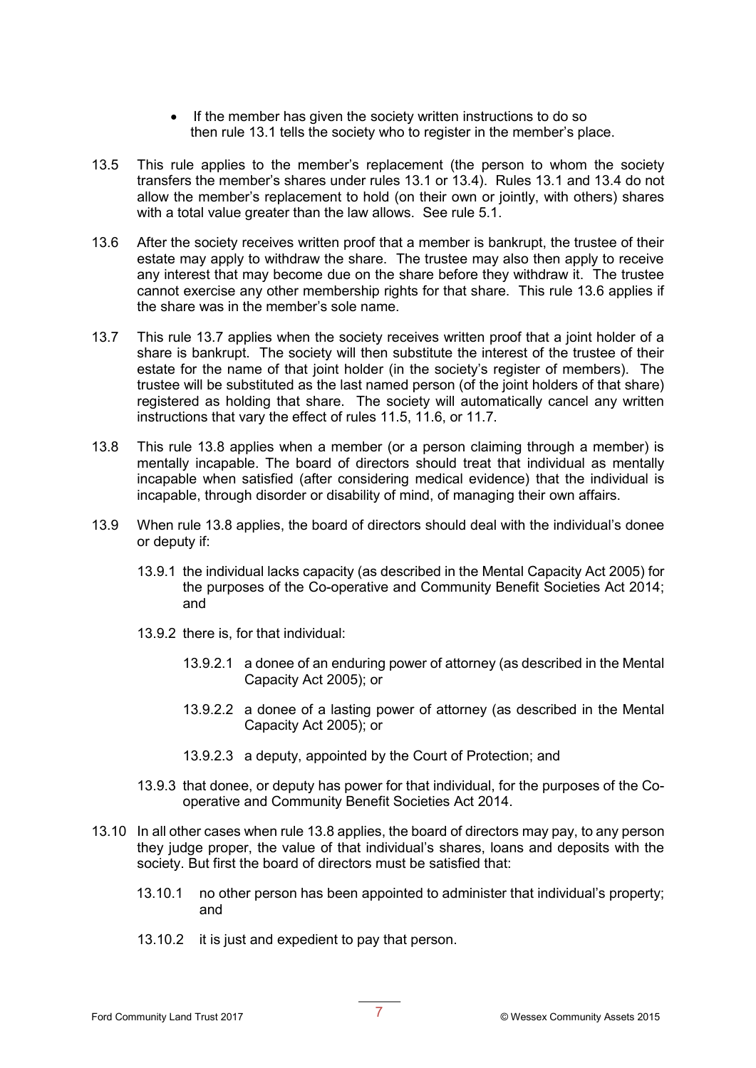- If the member has given the society written instructions to do so then rule 13.1 tells the society who to register in the member's place.

13.5 This rule applies to the member's replacement (the person to whom the society transfers the member's shares under rules 13.1 or 13.4). Rules 13.1 and 13.4 do not allow the member's replacement to hold (on their own or jointly, with others) shares with a total value greater than the law allows. See rule 5.1.

13.6 After the society receives written proof that a member is bankrupt, the trustee of their estate may apply to withdraw the share. The trustee may also then apply to receive any interest that may become due on the share before they withdraw it. The trustee cannot exercise any other membership rights for that share. This rule 13.6 applies if the share was in the member's sole name.

13.7 This rule 13.7 applies when the society receives written proof that a joint holder of a share is bankrupt. The society will then substitute the interest of the trustee of their estate for the name of that joint holder (in the society's register of members). The trustee will be substituted as the last named person (of the joint holders of that share) registered as holding that share. The society will automatically cancel any written instructions that vary the effect of rules 11.5, 11.6, or 11.7.

13.8 This rule 13.8 applies when a member (or a person claiming through a member) is mentally incapable. The board of directors should treat that individual as mentally incapable when satisfied (after considering medical evidence) that the individual is incapable, through disorder or disability of mind, of managing their own affairs.

13.9 When rule 13.8 applies, the board of directors should deal with the individual's donee or deputy if:

- 13.9.1 the individual lacks capacity (as described in the Mental Capacity Act 2005) for the purposes of the Co-operative and Community Benefit Societies Act 2014; and
- 13.9.2 there is, for that individual:
  - 13.9.2.1 a donee of an enduring power of attorney (as described in the Mental Capacity Act 2005); or
  - 13.9.2.2 a donee of a lasting power of attorney (as described in the Mental Capacity Act 2005); or
  - 13.9.2.3 a deputy, appointed by the Court of Protection; and
- 13.9.3 that donee, or deputy has power for that individual, for the purposes of the Co-operative and Community Benefit Societies Act 2014.

13.10 In all other cases when rule 13.8 applies, the board of directors may pay, to any person they judge proper, the value of that individual's shares, loans and deposits with the society. But first the board of directors must be satisfied that:

- 13.10.1 no other person has been appointed to administer that individual's property; and
- 13.10.2 it is just and expedient to pay that person.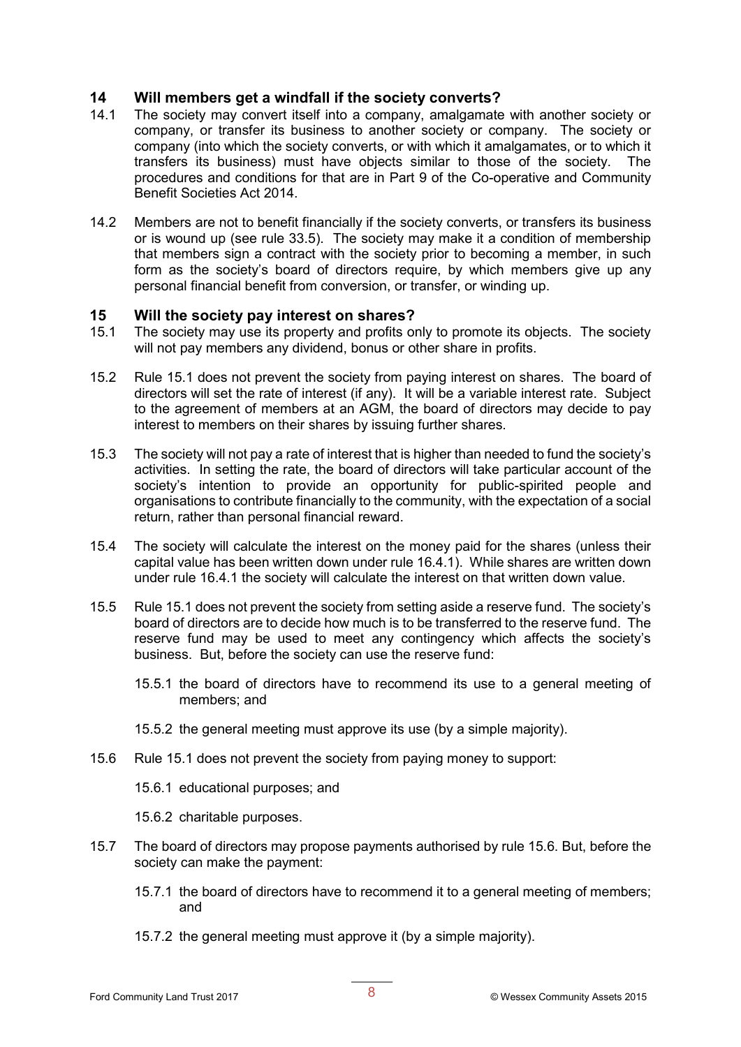## 14 Will members get a windfall if the society converts?

14.1 The society may convert itself into a company, amalgamate with another society or company, or transfer its business to another society or company. The society or company (into which the society converts, or with which it amalgamates, or to which it transfers its business) must have objects similar to those of the society. The procedures and conditions for that are in Part 9 of the Co-operative and Community Benefit Societies Act 2014.

14.2 Members are not to benefit financially if the society converts, or transfers its business or is wound up (see rule 33.5). The society may make it a condition of membership that members sign a contract with the society prior to becoming a member, in such form as the society's board of directors require, by which members give up any personal financial benefit from conversion, or transfer, or winding up.

## 15 Will the society pay interest on shares?

15.1 The society may use its property and profits only to promote its objects. The society will not pay members any dividend, bonus or other share in profits.

15.2 Rule 15.1 does not prevent the society from paying interest on shares. The board of directors will set the rate of interest (if any). It will be a variable interest rate. Subject to the agreement of members at an AGM, the board of directors may decide to pay interest to members on their shares by issuing further shares.

15.3 The society will not pay a rate of interest that is higher than needed to fund the society's activities. In setting the rate, the board of directors will take particular account of the society's intention to provide an opportunity for public-spirited people and organisations to contribute financially to the community, with the expectation of a social return, rather than personal financial reward.

15.4 The society will calculate the interest on the money paid for the shares (unless their capital value has been written down under rule 16.4.1). While shares are written down under rule 16.4.1 the society will calculate the interest on that written down value.

15.5 Rule 15.1 does not prevent the society from setting aside a reserve fund. The society's board of directors are to decide how much is to be transferred to the reserve fund. The reserve fund may be used to meet any contingency which affects the society's business. But, before the society can use the reserve fund:

15.5.1 the board of directors have to recommend its use to a general meeting of members; and

15.5.2 the general meeting must approve its use (by a simple majority).

15.6 Rule 15.1 does not prevent the society from paying money to support:

15.6.1 educational purposes; and

15.6.2 charitable purposes.

15.7 The board of directors may propose payments authorised by rule 15.6. But, before the society can make the payment:

15.7.1 the board of directors have to recommend it to a general meeting of members; and

15.7.2 the general meeting must approve it (by a simple majority).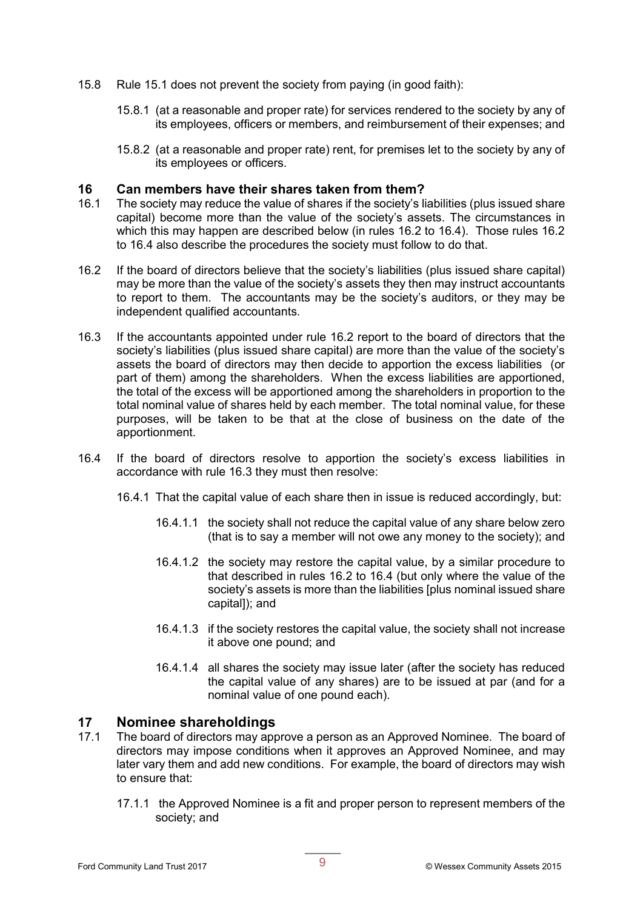15.8 Rule 15.1 does not prevent the society from paying (in good faith):

15.8.1 (at a reasonable and proper rate) for services rendered to the society by any of its employees, officers or members, and reimbursement of their expenses; and

15.8.2 (at a reasonable and proper rate) rent, for premises let to the society by any of its employees or officers.

## 16 Can members have their shares taken from them?

16.1 The society may reduce the value of shares if the society's liabilities (plus issued share capital) become more than the value of the society's assets. The circumstances in which this may happen are described below (in rules 16.2 to 16.4). Those rules 16.2 to 16.4 also describe the procedures the society must follow to do that.

16.2 If the board of directors believe that the society's liabilities (plus issued share capital) may be more than the value of the society's assets they then may instruct accountants to report to them. The accountants may be the society's auditors, or they may be independent qualified accountants.

16.3 If the accountants appointed under rule 16.2 report to the board of directors that the society's liabilities (plus issued share capital) are more than the value of the society's assets the board of directors may then decide to apportion the excess liabilities (or part of them) among the shareholders. When the excess liabilities are apportioned, the total of the excess will be apportioned among the shareholders in proportion to the total nominal value of shares held by each member. The total nominal value, for these purposes, will be taken to be that at the close of business on the date of the apportionment.

16.4 If the board of directors resolve to apportion the society's excess liabilities in accordance with rule 16.3 they must then resolve:

16.4.1 That the capital value of each share then in issue is reduced accordingly, but:

16.4.1.1 the society shall not reduce the capital value of any share below zero (that is to say a member will not owe any money to the society); and

16.4.1.2 the society may restore the capital value, by a similar procedure to that described in rules 16.2 to 16.4 (but only where the value of the society's assets is more than the liabilities [plus nominal issued share capital]); and

16.4.1.3 if the society restores the capital value, the society shall not increase it above one pound; and

16.4.1.4 all shares the society may issue later (after the society has reduced the capital value of any shares) are to be issued at par (and for a nominal value of one pound each).

## 17 Nominee shareholdings

17.1 The board of directors may approve a person as an Approved Nominee. The board of directors may impose conditions when it approves an Approved Nominee, and may later vary them and add new conditions. For example, the board of directors may wish to ensure that:

17.1.1 the Approved Nominee is a fit and proper person to represent members of the society; and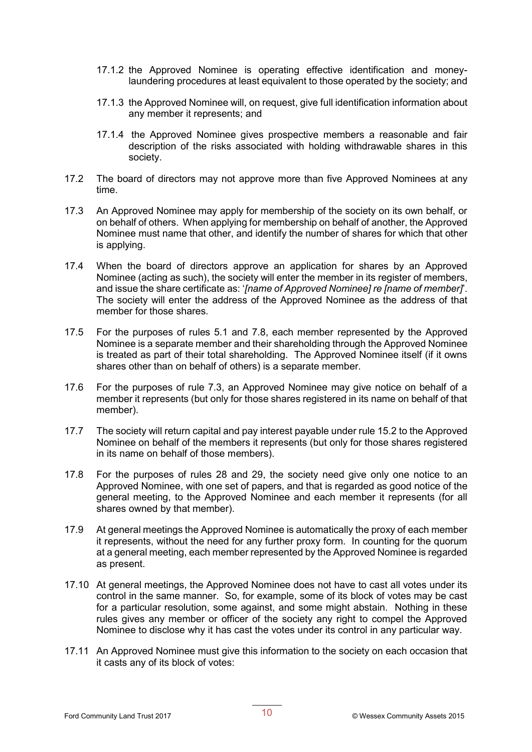17.1.2 the Approved Nominee is operating effective identification and money-laundering procedures at least equivalent to those operated by the society; and

17.1.3 the Approved Nominee will, on request, give full identification information about any member it represents; and

17.1.4 the Approved Nominee gives prospective members a reasonable and fair description of the risks associated with holding withdrawable shares in this society.

17.2 The board of directors may not approve more than five Approved Nominees at any time.

17.3 An Approved Nominee may apply for membership of the society on its own behalf, or on behalf of others. When applying for membership on behalf of another, the Approved Nominee must name that other, and identify the number of shares for which that other is applying.

17.4 When the board of directors approve an application for shares by an Approved Nominee (acting as such), the society will enter the member in its register of members, and issue the share certificate as: '*[name of Approved Nominee] re [name of member]*'. The society will enter the address of the Approved Nominee as the address of that member for those shares.

17.5 For the purposes of rules 5.1 and 7.8, each member represented by the Approved Nominee is a separate member and their shareholding through the Approved Nominee is treated as part of their total shareholding. The Approved Nominee itself (if it owns shares other than on behalf of others) is a separate member.

17.6 For the purposes of rule 7.3, an Approved Nominee may give notice on behalf of a member it represents (but only for those shares registered in its name on behalf of that member).

17.7 The society will return capital and pay interest payable under rule 15.2 to the Approved Nominee on behalf of the members it represents (but only for those shares registered in its name on behalf of those members).

17.8 For the purposes of rules 28 and 29, the society need give only one notice to an Approved Nominee, with one set of papers, and that is regarded as good notice of the general meeting, to the Approved Nominee and each member it represents (for all shares owned by that member).

17.9 At general meetings the Approved Nominee is automatically the proxy of each member it represents, without the need for any further proxy form. In counting for the quorum at a general meeting, each member represented by the Approved Nominee is regarded as present.

17.10 At general meetings, the Approved Nominee does not have to cast all votes under its control in the same manner. So, for example, some of its block of votes may be cast for a particular resolution, some against, and some might abstain. Nothing in these rules gives any member or officer of the society any right to compel the Approved Nominee to disclose why it has cast the votes under its control in any particular way.

17.11 An Approved Nominee must give this information to the society on each occasion that it casts any of its block of votes: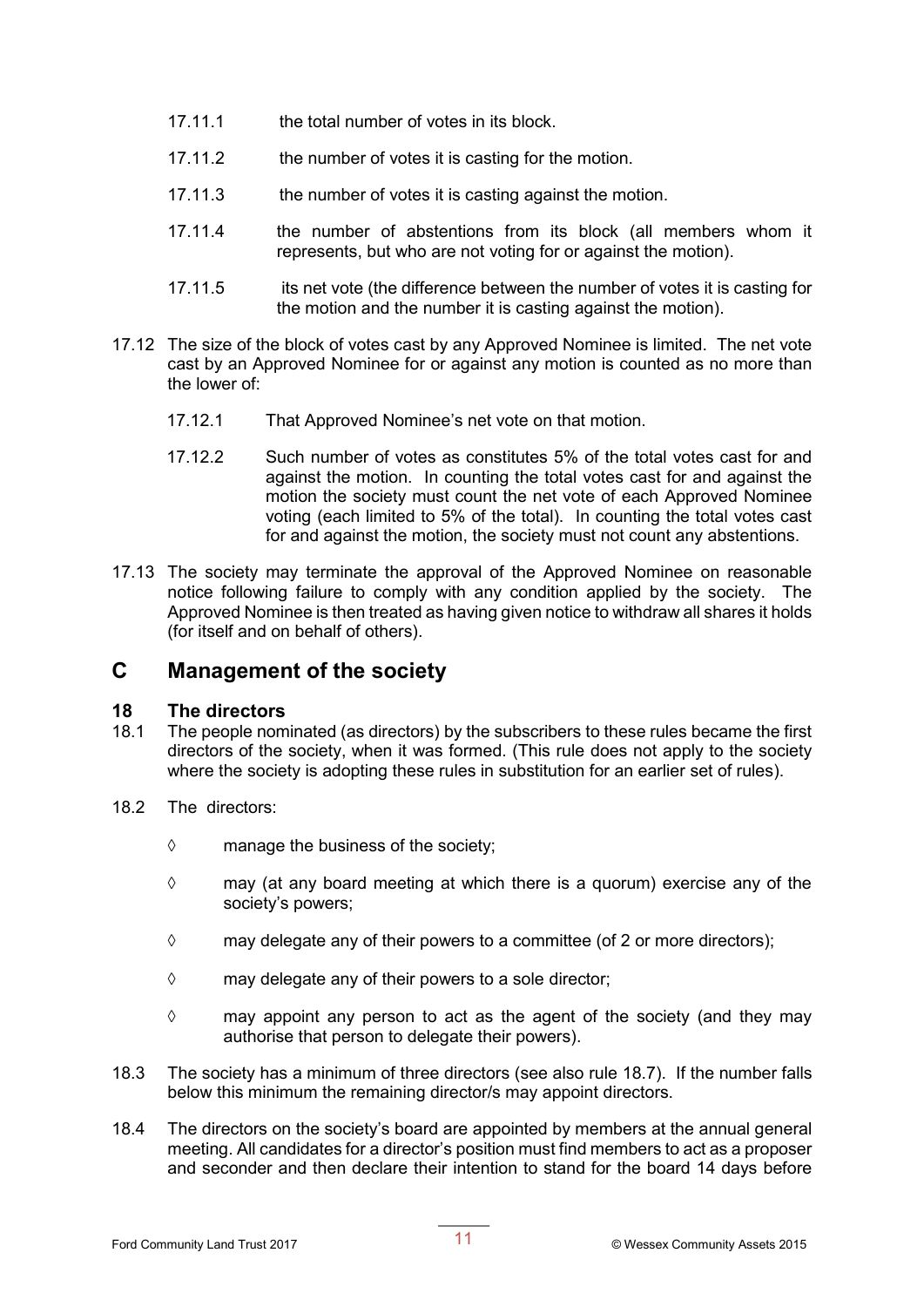17.11.1 the total number of votes in its block.

17.11.2 the number of votes it is casting for the motion.

17.11.3 the number of votes it is casting against the motion.

17.11.4 the number of abstentions from its block (all members whom it represents, but who are not voting for or against the motion).

17.11.5 its net vote (the difference between the number of votes it is casting for the motion and the number it is casting against the motion).

17.12 The size of the block of votes cast by any Approved Nominee is limited. The net vote cast by an Approved Nominee for or against any motion is counted as no more than the lower of:

17.12.1 That Approved Nominee's net vote on that motion.

17.12.2 Such number of votes as constitutes 5% of the total votes cast for and against the motion. In counting the total votes cast for and against the motion the society must count the net vote of each Approved Nominee voting (each limited to 5% of the total). In counting the total votes cast for and against the motion, the society must not count any abstentions.

17.13 The society may terminate the approval of the Approved Nominee on reasonable notice following failure to comply with any condition applied by the society. The Approved Nominee is then treated as having given notice to withdraw all shares it holds (for itself and on behalf of others).

# C Management of the society

## 18 The directors

18.1 The people nominated (as directors) by the subscribers to these rules became the first directors of the society, when it was formed. (This rule does not apply to the society where the society is adopting these rules in substitution for an earlier set of rules).

18.2 The directors:

- ◊ manage the business of the society;
- ◊ may (at any board meeting at which there is a quorum) exercise any of the society's powers;
- ◊ may delegate any of their powers to a committee (of 2 or more directors);
- ◊ may delegate any of their powers to a sole director;
- ◊ may appoint any person to act as the agent of the society (and they may authorise that person to delegate their powers).

18.3 The society has a minimum of three directors (see also rule 18.7). If the number falls below this minimum the remaining director/s may appoint directors.

18.4 The directors on the society's board are appointed by members at the annual general meeting. All candidates for a director's position must find members to act as a proposer and seconder and then declare their intention to stand for the board 14 days before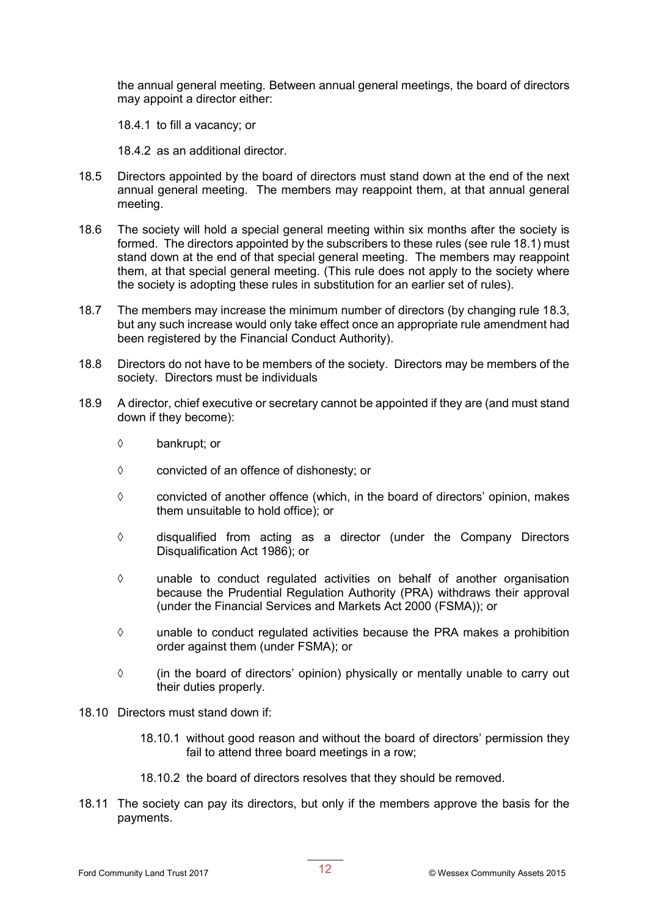the annual general meeting. Between annual general meetings, the board of directors may appoint a director either:

18.4.1 to fill a vacancy; or

18.4.2 as an additional director.

18.5 Directors appointed by the board of directors must stand down at the end of the next annual general meeting. The members may reappoint them, at that annual general meeting.

18.6 The society will hold a special general meeting within six months after the society is formed. The directors appointed by the subscribers to these rules (see rule 18.1) must stand down at the end of that special general meeting. The members may reappoint them, at that special general meeting. (This rule does not apply to the society where the society is adopting these rules in substitution for an earlier set of rules).

18.7 The members may increase the minimum number of directors (by changing rule 18.3, but any such increase would only take effect once an appropriate rule amendment had been registered by the Financial Conduct Authority).

18.8 Directors do not have to be members of the society. Directors may be members of the society. Directors must be individuals

18.9 A director, chief executive or secretary cannot be appointed if they are (and must stand down if they become):

- ◊ bankrupt; or
- ◊ convicted of an offence of dishonesty; or
- ◊ convicted of another offence (which, in the board of directors' opinion, makes them unsuitable to hold office); or
- ◊ disqualified from acting as a director (under the Company Directors Disqualification Act 1986); or
- ◊ unable to conduct regulated activities on behalf of another organisation because the Prudential Regulation Authority (PRA) withdraws their approval (under the Financial Services and Markets Act 2000 (FSMA)); or
- ◊ unable to conduct regulated activities because the PRA makes a prohibition order against them (under FSMA); or
- ◊ (in the board of directors' opinion) physically or mentally unable to carry out their duties properly.

18.10 Directors must stand down if:

18.10.1 without good reason and without the board of directors' permission they fail to attend three board meetings in a row;

18.10.2 the board of directors resolves that they should be removed.

18.11 The society can pay its directors, but only if the members approve the basis for the payments.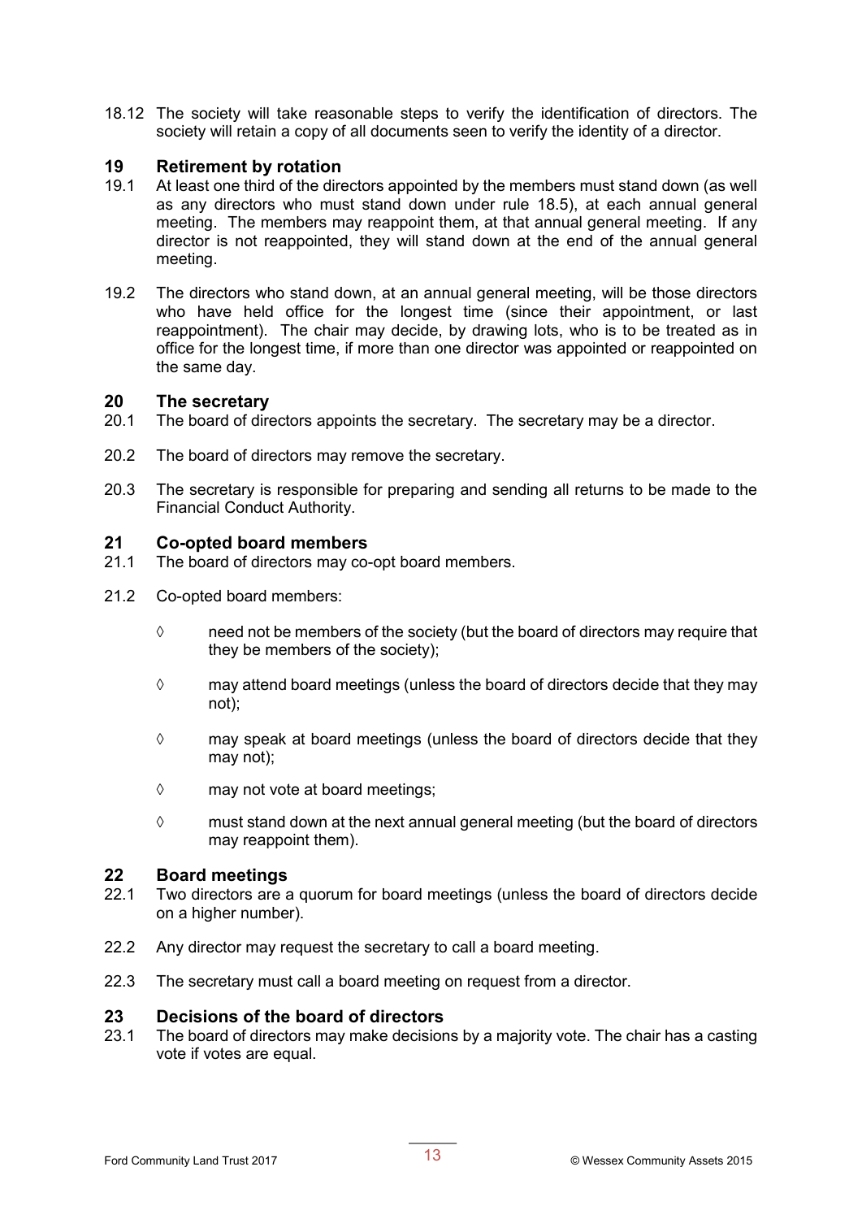18.12 The society will take reasonable steps to verify the identification of directors. The society will retain a copy of all documents seen to verify the identity of a director.

## 19 Retirement by rotation

19.1 At least one third of the directors appointed by the members must stand down (as well as any directors who must stand down under rule 18.5), at each annual general meeting. The members may reappoint them, at that annual general meeting. If any director is not reappointed, they will stand down at the end of the annual general meeting.

19.2 The directors who stand down, at an annual general meeting, will be those directors who have held office for the longest time (since their appointment, or last reappointment). The chair may decide, by drawing lots, who is to be treated as in office for the longest time, if more than one director was appointed or reappointed on the same day.

## 20 The secretary

20.1 The board of directors appoints the secretary. The secretary may be a director.

20.2 The board of directors may remove the secretary.

20.3 The secretary is responsible for preparing and sending all returns to be made to the Financial Conduct Authority.

## 21 Co-opted board members

21.1 The board of directors may co-opt board members.

21.2 Co-opted board members:

- need not be members of the society (but the board of directors may require that they be members of the society);
- may attend board meetings (unless the board of directors decide that they may not);
- may speak at board meetings (unless the board of directors decide that they may not);
- may not vote at board meetings;
- must stand down at the next annual general meeting (but the board of directors may reappoint them).

## 22 Board meetings

22.1 Two directors are a quorum for board meetings (unless the board of directors decide on a higher number).

22.2 Any director may request the secretary to call a board meeting.

22.3 The secretary must call a board meeting on request from a director.

## 23 Decisions of the board of directors

23.1 The board of directors may make decisions by a majority vote. The chair has a casting vote if votes are equal.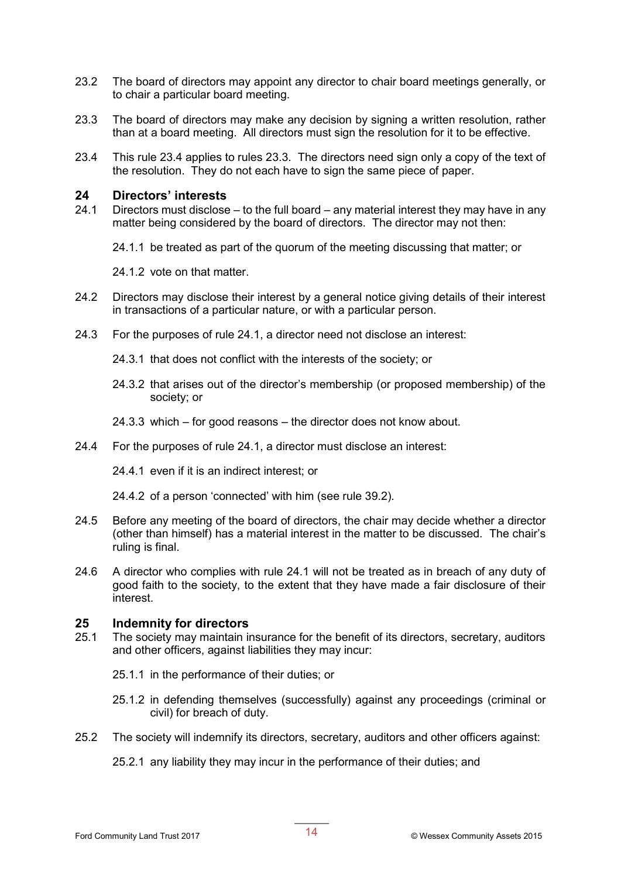23.2 The board of directors may appoint any director to chair board meetings generally, or to chair a particular board meeting.

23.3 The board of directors may make any decision by signing a written resolution, rather than at a board meeting. All directors must sign the resolution for it to be effective.

23.4 This rule 23.4 applies to rules 23.3. The directors need sign only a copy of the text of the resolution. They do not each have to sign the same piece of paper.

## 24 Directors' interests

24.1 Directors must disclose – to the full board – any material interest they may have in any matter being considered by the board of directors. The director may not then:

24.1.1 be treated as part of the quorum of the meeting discussing that matter; or

24.1.2 vote on that matter.

24.2 Directors may disclose their interest by a general notice giving details of their interest in transactions of a particular nature, or with a particular person.

24.3 For the purposes of rule 24.1, a director need not disclose an interest:

24.3.1 that does not conflict with the interests of the society; or

24.3.2 that arises out of the director's membership (or proposed membership) of the society; or

24.3.3 which – for good reasons – the director does not know about.

24.4 For the purposes of rule 24.1, a director must disclose an interest:

24.4.1 even if it is an indirect interest; or

24.4.2 of a person 'connected' with him (see rule 39.2).

24.5 Before any meeting of the board of directors, the chair may decide whether a director (other than himself) has a material interest in the matter to be discussed. The chair's ruling is final.

24.6 A director who complies with rule 24.1 will not be treated as in breach of any duty of good faith to the society, to the extent that they have made a fair disclosure of their interest.

## 25 Indemnity for directors

25.1 The society may maintain insurance for the benefit of its directors, secretary, auditors and other officers, against liabilities they may incur:

25.1.1 in the performance of their duties; or

25.1.2 in defending themselves (successfully) against any proceedings (criminal or civil) for breach of duty.

25.2 The society will indemnify its directors, secretary, auditors and other officers against:

25.2.1 any liability they may incur in the performance of their duties; and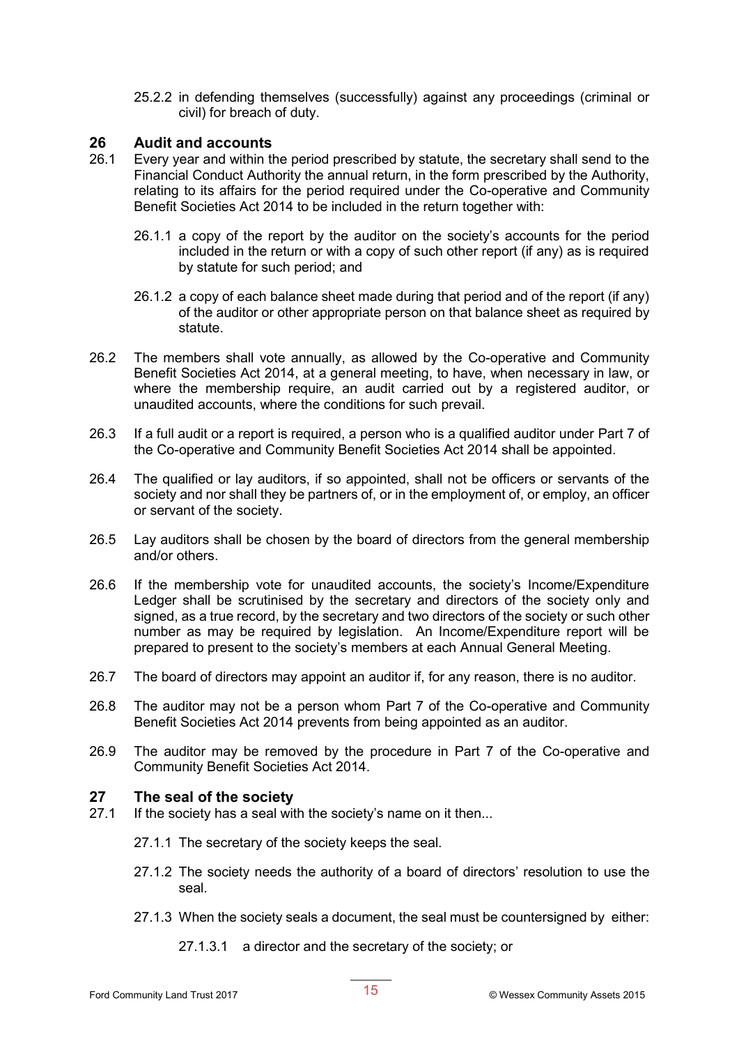25.2.2 in defending themselves (successfully) against any proceedings (criminal or civil) for breach of duty.

## 26 Audit and accounts

26.1 Every year and within the period prescribed by statute, the secretary shall send to the Financial Conduct Authority the annual return, in the form prescribed by the Authority, relating to its affairs for the period required under the Co-operative and Community Benefit Societies Act 2014 to be included in the return together with:

26.1.1 a copy of the report by the auditor on the society's accounts for the period included in the return or with a copy of such other report (if any) as is required by statute for such period; and

26.1.2 a copy of each balance sheet made during that period and of the report (if any) of the auditor or other appropriate person on that balance sheet as required by statute.

26.2 The members shall vote annually, as allowed by the Co-operative and Community Benefit Societies Act 2014, at a general meeting, to have, when necessary in law, or where the membership require, an audit carried out by a registered auditor, or unaudited accounts, where the conditions for such prevail.

26.3 If a full audit or a report is required, a person who is a qualified auditor under Part 7 of the Co-operative and Community Benefit Societies Act 2014 shall be appointed.

26.4 The qualified or lay auditors, if so appointed, shall not be officers or servants of the society and nor shall they be partners of, or in the employment of, or employ, an officer or servant of the society.

26.5 Lay auditors shall be chosen by the board of directors from the general membership and/or others.

26.6 If the membership vote for unaudited accounts, the society's Income/Expenditure Ledger shall be scrutinised by the secretary and directors of the society only and signed, as a true record, by the secretary and two directors of the society or such other number as may be required by legislation. An Income/Expenditure report will be prepared to present to the society's members at each Annual General Meeting.

26.7 The board of directors may appoint an auditor if, for any reason, there is no auditor.

26.8 The auditor may not be a person whom Part 7 of the Co-operative and Community Benefit Societies Act 2014 prevents from being appointed as an auditor.

26.9 The auditor may be removed by the procedure in Part 7 of the Co-operative and Community Benefit Societies Act 2014.

## 27 The seal of the society

27.1 If the society has a seal with the society's name on it then...

27.1.1 The secretary of the society keeps the seal.

27.1.2 The society needs the authority of a board of directors' resolution to use the seal.

27.1.3 When the society seals a document, the seal must be countersigned by either:

27.1.3.1 a director and the secretary of the society; or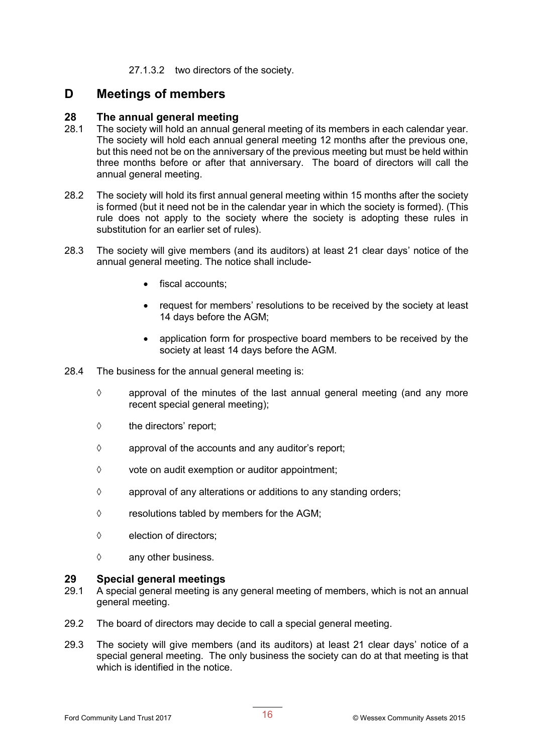27.1.3.2 two directors of the society.

# D Meetings of members

## 28 The annual general meeting

28.1 The society will hold an annual general meeting of its members in each calendar year. The society will hold each annual general meeting 12 months after the previous one, but this need not be on the anniversary of the previous meeting but must be held within three months before or after that anniversary. The board of directors will call the annual general meeting.

28.2 The society will hold its first annual general meeting within 15 months after the society is formed (but it need not be in the calendar year in which the society is formed). (This rule does not apply to the society where the society is adopting these rules in substitution for an earlier set of rules).

28.3 The society will give members (and its auditors) at least 21 clear days' notice of the annual general meeting. The notice shall include-

- fiscal accounts;
- request for members' resolutions to be received by the society at least 14 days before the AGM;
- application form for prospective board members to be received by the society at least 14 days before the AGM.

28.4 The business for the annual general meeting is:

- ◊ approval of the minutes of the last annual general meeting (and any more recent special general meeting);
- ◊ the directors' report;
- ◊ approval of the accounts and any auditor's report;
- ◊ vote on audit exemption or auditor appointment;
- ◊ approval of any alterations or additions to any standing orders;
- ◊ resolutions tabled by members for the AGM;
- ◊ election of directors;
- ◊ any other business.

## 29 Special general meetings

29.1 A special general meeting is any general meeting of members, which is not an annual general meeting.

29.2 The board of directors may decide to call a special general meeting.

29.3 The society will give members (and its auditors) at least 21 clear days' notice of a special general meeting. The only business the society can do at that meeting is that which is identified in the notice.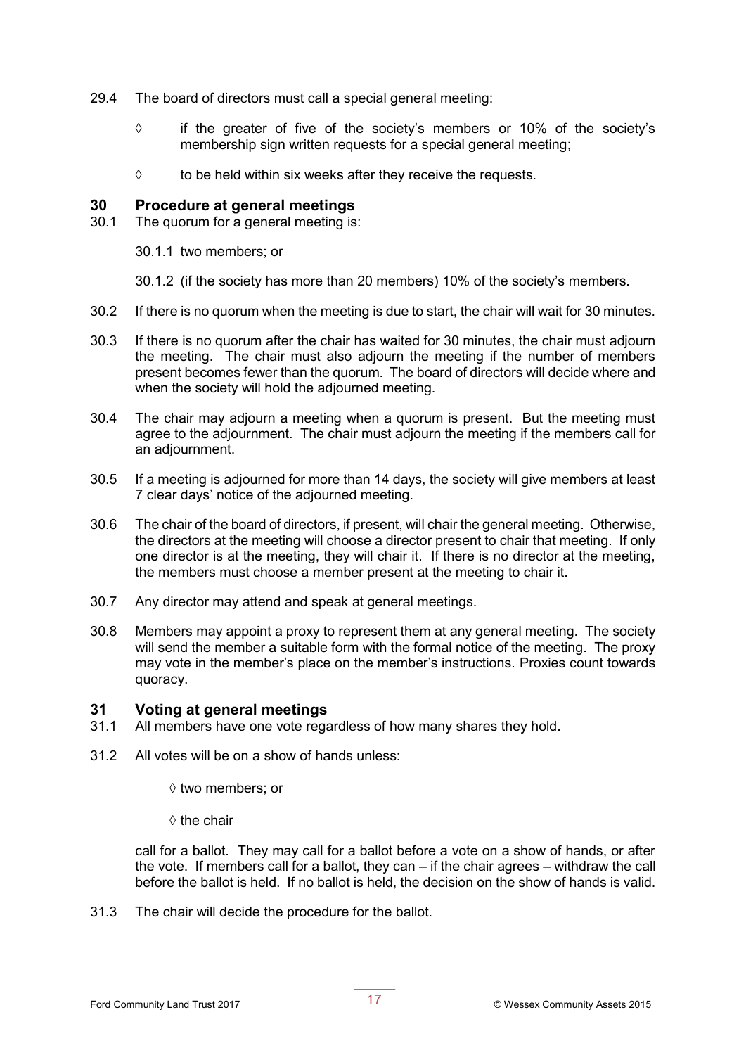29.4 The board of directors must call a special general meeting:

◊ if the greater of five of the society's members or 10% of the society's membership sign written requests for a special general meeting;

◊ to be held within six weeks after they receive the requests.

## 30 Procedure at general meetings

30.1 The quorum for a general meeting is:

30.1.1 two members; or

30.1.2 (if the society has more than 20 members) 10% of the society's members.

30.2 If there is no quorum when the meeting is due to start, the chair will wait for 30 minutes.

30.3 If there is no quorum after the chair has waited for 30 minutes, the chair must adjourn the meeting. The chair must also adjourn the meeting if the number of members present becomes fewer than the quorum. The board of directors will decide where and when the society will hold the adjourned meeting.

30.4 The chair may adjourn a meeting when a quorum is present. But the meeting must agree to the adjournment. The chair must adjourn the meeting if the members call for an adjournment.

30.5 If a meeting is adjourned for more than 14 days, the society will give members at least 7 clear days' notice of the adjourned meeting.

30.6 The chair of the board of directors, if present, will chair the general meeting. Otherwise, the directors at the meeting will choose a director present to chair that meeting. If only one director is at the meeting, they will chair it. If there is no director at the meeting, the members must choose a member present at the meeting to chair it.

30.7 Any director may attend and speak at general meetings.

30.8 Members may appoint a proxy to represent them at any general meeting. The society will send the member a suitable form with the formal notice of the meeting. The proxy may vote in the member's place on the member's instructions. Proxies count towards quoracy.

## 31 Voting at general meetings

31.1 All members have one vote regardless of how many shares they hold.

31.2 All votes will be on a show of hands unless:

◊ two members; or

◊ the chair

call for a ballot. They may call for a ballot before a vote on a show of hands, or after the vote. If members call for a ballot, they can – if the chair agrees – withdraw the call before the ballot is held. If no ballot is held, the decision on the show of hands is valid.

31.3 The chair will decide the procedure for the ballot.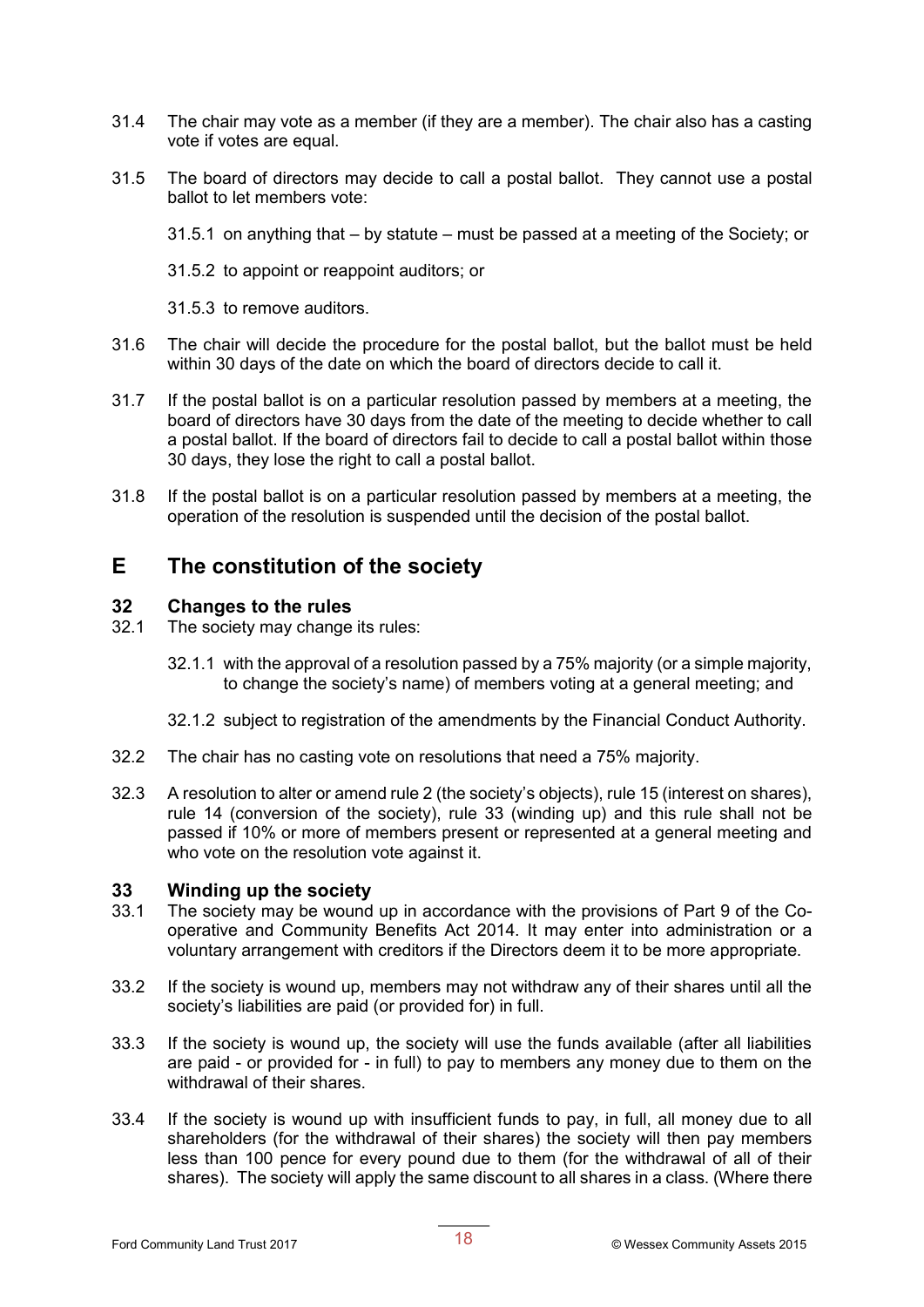31.4 The chair may vote as a member (if they are a member). The chair also has a casting vote if votes are equal.

31.5 The board of directors may decide to call a postal ballot. They cannot use a postal ballot to let members vote:

31.5.1 on anything that – by statute – must be passed at a meeting of the Society; or

31.5.2 to appoint or reappoint auditors; or

31.5.3 to remove auditors.

31.6 The chair will decide the procedure for the postal ballot, but the ballot must be held within 30 days of the date on which the board of directors decide to call it.

31.7 If the postal ballot is on a particular resolution passed by members at a meeting, the board of directors have 30 days from the date of the meeting to decide whether to call a postal ballot. If the board of directors fail to decide to call a postal ballot within those 30 days, they lose the right to call a postal ballot.

31.8 If the postal ballot is on a particular resolution passed by members at a meeting, the operation of the resolution is suspended until the decision of the postal ballot.

# E The constitution of the society

## 32 Changes to the rules

32.1 The society may change its rules:

32.1.1 with the approval of a resolution passed by a 75% majority (or a simple majority, to change the society's name) of members voting at a general meeting; and

32.1.2 subject to registration of the amendments by the Financial Conduct Authority.

32.2 The chair has no casting vote on resolutions that need a 75% majority.

32.3 A resolution to alter or amend rule 2 (the society's objects), rule 15 (interest on shares), rule 14 (conversion of the society), rule 33 (winding up) and this rule shall not be passed if 10% or more of members present or represented at a general meeting and who vote on the resolution vote against it.

## 33 Winding up the society

33.1 The society may be wound up in accordance with the provisions of Part 9 of the Co-operative and Community Benefits Act 2014. It may enter into administration or a voluntary arrangement with creditors if the Directors deem it to be more appropriate.

33.2 If the society is wound up, members may not withdraw any of their shares until all the society's liabilities are paid (or provided for) in full.

33.3 If the society is wound up, the society will use the funds available (after all liabilities are paid - or provided for - in full) to pay to members any money due to them on the withdrawal of their shares.

33.4 If the society is wound up with insufficient funds to pay, in full, all money due to all shareholders (for the withdrawal of their shares) the society will then pay members less than 100 pence for every pound due to them (for the withdrawal of all of their shares). The society will apply the same discount to all shares in a class. (Where there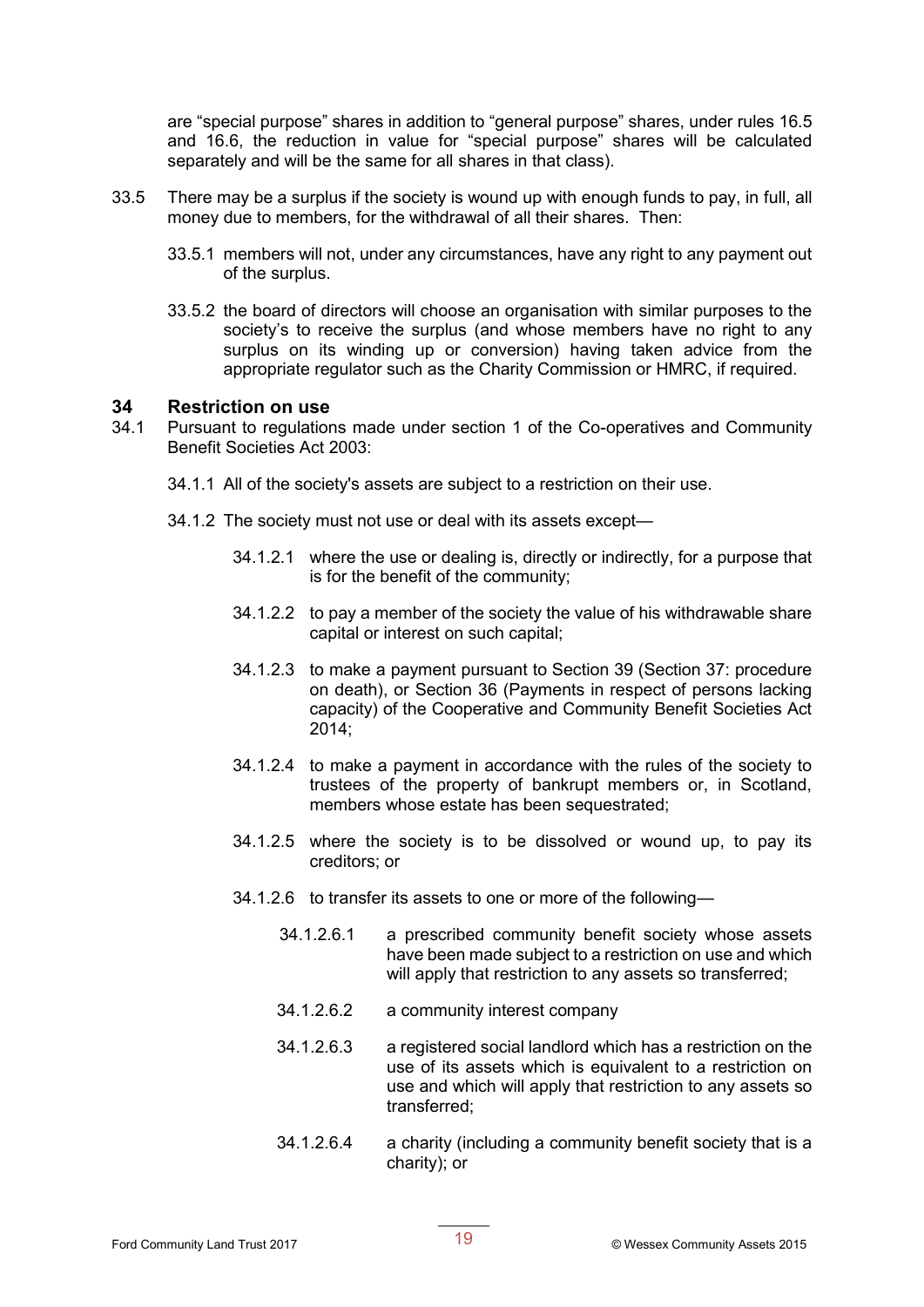are "special purpose" shares in addition to "general purpose" shares, under rules 16.5 and 16.6, the reduction in value for "special purpose" shares will be calculated separately and will be the same for all shares in that class).

33.5 There may be a surplus if the society is wound up with enough funds to pay, in full, all money due to members, for the withdrawal of all their shares. Then:

33.5.1 members will not, under any circumstances, have any right to any payment out of the surplus.

33.5.2 the board of directors will choose an organisation with similar purposes to the society's to receive the surplus (and whose members have no right to any surplus on its winding up or conversion) having taken advice from the appropriate regulator such as the Charity Commission or HMRC, if required.

## 34 Restriction on use

34.1 Pursuant to regulations made under section 1 of the Co-operatives and Community Benefit Societies Act 2003:

34.1.1 All of the society's assets are subject to a restriction on their use.

34.1.2 The society must not use or deal with its assets except—

34.1.2.1 where the use or dealing is, directly or indirectly, for a purpose that is for the benefit of the community;

34.1.2.2 to pay a member of the society the value of his withdrawable share capital or interest on such capital;

34.1.2.3 to make a payment pursuant to Section 39 (Section 37: procedure on death), or Section 36 (Payments in respect of persons lacking capacity) of the Cooperative and Community Benefit Societies Act 2014;

34.1.2.4 to make a payment in accordance with the rules of the society to trustees of the property of bankrupt members or, in Scotland, members whose estate has been sequestrated;

34.1.2.5 where the society is to be dissolved or wound up, to pay its creditors; or

34.1.2.6 to transfer its assets to one or more of the following—

34.1.2.6.1 a prescribed community benefit society whose assets have been made subject to a restriction on use and which will apply that restriction to any assets so transferred;

34.1.2.6.2 a community interest company

34.1.2.6.3 a registered social landlord which has a restriction on the use of its assets which is equivalent to a restriction on use and which will apply that restriction to any assets so transferred;

34.1.2.6.4 a charity (including a community benefit society that is a charity); or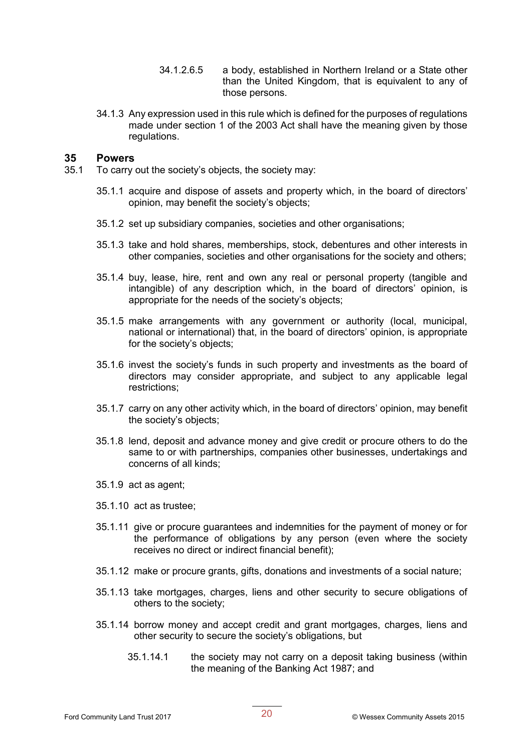34.1.2.6.5 a body, established in Northern Ireland or a State other than the United Kingdom, that is equivalent to any of those persons.

34.1.3 Any expression used in this rule which is defined for the purposes of regulations made under section 1 of the 2003 Act shall have the meaning given by those regulations.

## 35 Powers

35.1 To carry out the society's objects, the society may:

35.1.1 acquire and dispose of assets and property which, in the board of directors' opinion, may benefit the society's objects;

35.1.2 set up subsidiary companies, societies and other organisations;

35.1.3 take and hold shares, memberships, stock, debentures and other interests in other companies, societies and other organisations for the society and others;

35.1.4 buy, lease, hire, rent and own any real or personal property (tangible and intangible) of any description which, in the board of directors' opinion, is appropriate for the needs of the society's objects;

35.1.5 make arrangements with any government or authority (local, municipal, national or international) that, in the board of directors' opinion, is appropriate for the society's objects;

35.1.6 invest the society's funds in such property and investments as the board of directors may consider appropriate, and subject to any applicable legal restrictions;

35.1.7 carry on any other activity which, in the board of directors' opinion, may benefit the society's objects;

35.1.8 lend, deposit and advance money and give credit or procure others to do the same to or with partnerships, companies other businesses, undertakings and concerns of all kinds;

35.1.9 act as agent;

35.1.10 act as trustee;

35.1.11 give or procure guarantees and indemnities for the payment of money or for the performance of obligations by any person (even where the society receives no direct or indirect financial benefit);

35.1.12 make or procure grants, gifts, donations and investments of a social nature;

35.1.13 take mortgages, charges, liens and other security to secure obligations of others to the society;

35.1.14 borrow money and accept credit and grant mortgages, charges, liens and other security to secure the society's obligations, but

35.1.14.1 the society may not carry on a deposit taking business (within the meaning of the Banking Act 1987; and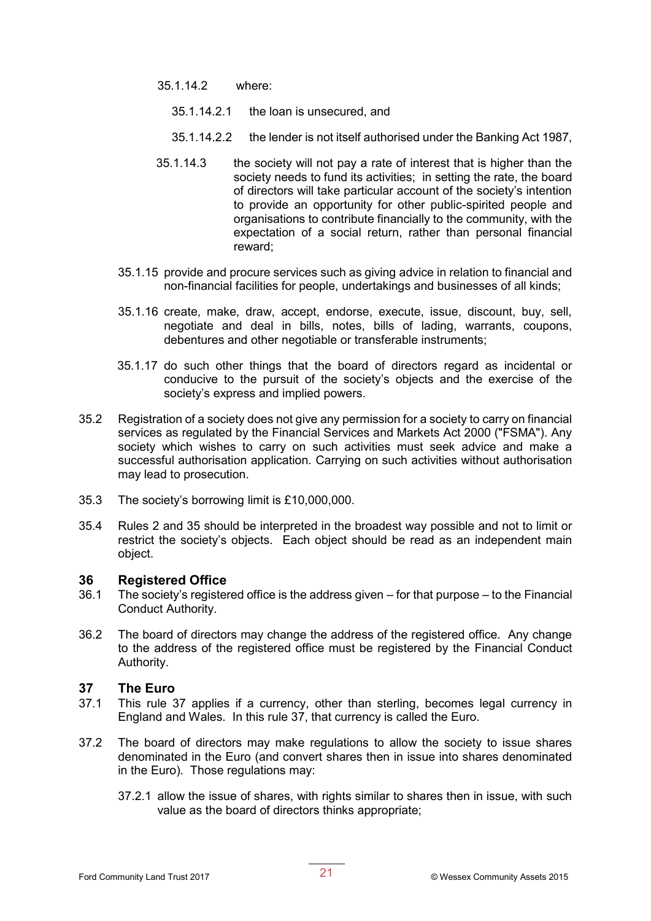35.1.14.2 where:

35.1.14.2.1 the loan is unsecured, and

35.1.14.2.2 the lender is not itself authorised under the Banking Act 1987,

35.1.14.3 the society will not pay a rate of interest that is higher than the society needs to fund its activities; in setting the rate, the board of directors will take particular account of the society's intention to provide an opportunity for other public-spirited people and organisations to contribute financially to the community, with the expectation of a social return, rather than personal financial reward;

35.1.15 provide and procure services such as giving advice in relation to financial and non-financial facilities for people, undertakings and businesses of all kinds;

35.1.16 create, make, draw, accept, endorse, execute, issue, discount, buy, sell, negotiate and deal in bills, notes, bills of lading, warrants, coupons, debentures and other negotiable or transferable instruments;

35.1.17 do such other things that the board of directors regard as incidental or conducive to the pursuit of the society's objects and the exercise of the society's express and implied powers.

35.2 Registration of a society does not give any permission for a society to carry on financial services as regulated by the Financial Services and Markets Act 2000 ("FSMA"). Any society which wishes to carry on such activities must seek advice and make a successful authorisation application. Carrying on such activities without authorisation may lead to prosecution.

35.3 The society's borrowing limit is £10,000,000.

35.4 Rules 2 and 35 should be interpreted in the broadest way possible and not to limit or restrict the society's objects. Each object should be read as an independent main object.

## 36 Registered Office

36.1 The society's registered office is the address given – for that purpose – to the Financial Conduct Authority.

36.2 The board of directors may change the address of the registered office. Any change to the address of the registered office must be registered by the Financial Conduct Authority.

## 37 The Euro

37.1 This rule 37 applies if a currency, other than sterling, becomes legal currency in England and Wales. In this rule 37, that currency is called the Euro.

37.2 The board of directors may make regulations to allow the society to issue shares denominated in the Euro (and convert shares then in issue into shares denominated in the Euro). Those regulations may:

37.2.1 allow the issue of shares, with rights similar to shares then in issue, with such value as the board of directors thinks appropriate;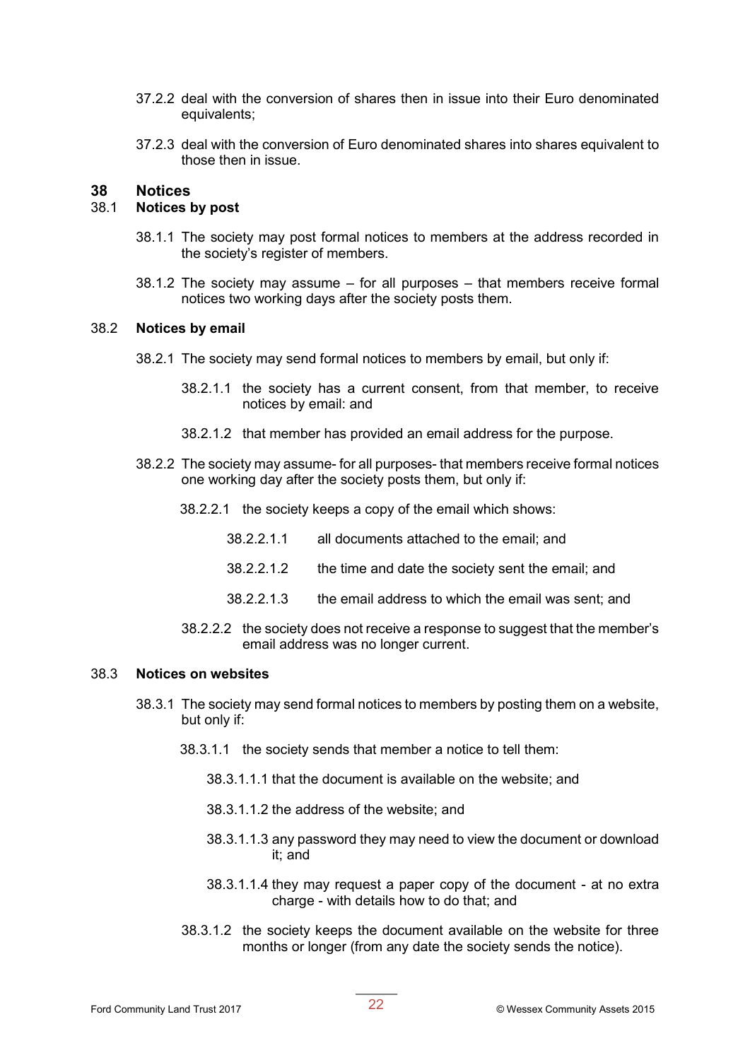37.2.2 deal with the conversion of shares then in issue into their Euro denominated equivalents;

37.2.3 deal with the conversion of Euro denominated shares into shares equivalent to those then in issue.

## 38 Notices

### 38.1 Notices by post

38.1.1 The society may post formal notices to members at the address recorded in the society's register of members.

38.1.2 The society may assume – for all purposes – that members receive formal notices two working days after the society posts them.

### 38.2 Notices by email

38.2.1 The society may send formal notices to members by email, but only if:

38.2.1.1 the society has a current consent, from that member, to receive notices by email: and

38.2.1.2 that member has provided an email address for the purpose.

38.2.2 The society may assume- for all purposes- that members receive formal notices one working day after the society posts them, but only if:

38.2.2.1 the society keeps a copy of the email which shows:

38.2.2.1.1 all documents attached to the email; and

38.2.2.1.2 the time and date the society sent the email; and

38.2.2.1.3 the email address to which the email was sent; and

38.2.2.2 the society does not receive a response to suggest that the member's email address was no longer current.

### 38.3 Notices on websites

38.3.1 The society may send formal notices to members by posting them on a website, but only if:

38.3.1.1 the society sends that member a notice to tell them:

38.3.1.1.1 that the document is available on the website; and

38.3.1.1.2 the address of the website; and

38.3.1.1.3 any password they may need to view the document or download it; and

38.3.1.1.4 they may request a paper copy of the document - at no extra charge - with details how to do that; and

38.3.1.2 the society keeps the document available on the website for three months or longer (from any date the society sends the notice).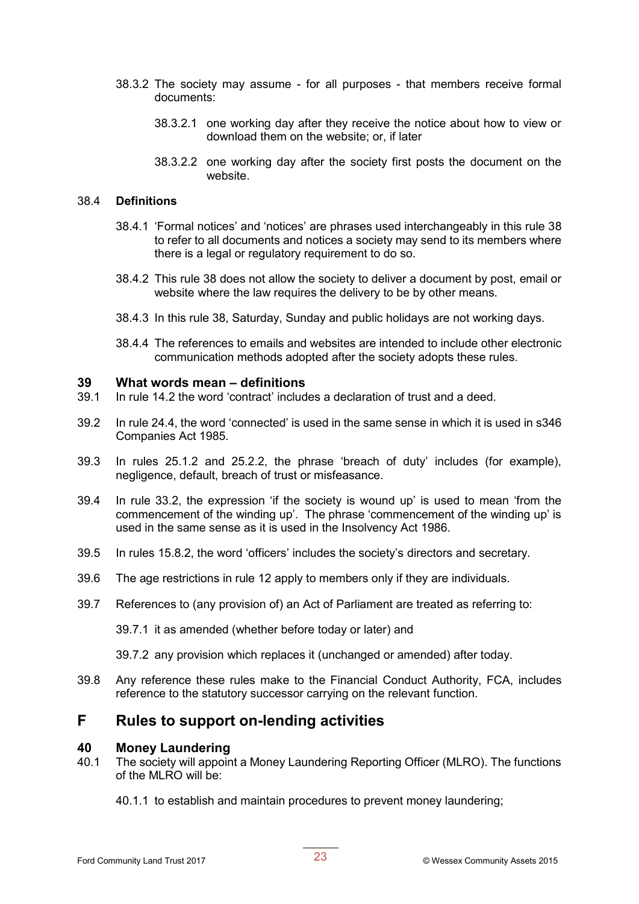38.3.2 The society may assume - for all purposes - that members receive formal documents:

38.3.2.1 one working day after they receive the notice about how to view or download them on the website; or, if later

38.3.2.2 one working day after the society first posts the document on the website.

38.4 **Definitions**

38.4.1 'Formal notices' and 'notices' are phrases used interchangeably in this rule 38 to refer to all documents and notices a society may send to its members where there is a legal or regulatory requirement to do so.

38.4.2 This rule 38 does not allow the society to deliver a document by post, email or website where the law requires the delivery to be by other means.

38.4.3 In this rule 38, Saturday, Sunday and public holidays are not working days.

38.4.4 The references to emails and websites are intended to include other electronic communication methods adopted after the society adopts these rules.

### 39 What words mean – definitions

39.1 In rule 14.2 the word 'contract' includes a declaration of trust and a deed.

39.2 In rule 24.4, the word 'connected' is used in the same sense in which it is used in s346 Companies Act 1985.

39.3 In rules 25.1.2 and 25.2.2, the phrase 'breach of duty' includes (for example), negligence, default, breach of trust or misfeasance.

39.4 In rule 33.2, the expression 'if the society is wound up' is used to mean 'from the commencement of the winding up'. The phrase 'commencement of the winding up' is used in the same sense as it is used in the Insolvency Act 1986.

39.5 In rules 15.8.2, the word 'officers' includes the society's directors and secretary.

39.6 The age restrictions in rule 12 apply to members only if they are individuals.

39.7 References to (any provision of) an Act of Parliament are treated as referring to:

39.7.1 it as amended (whether before today or later) and

39.7.2 any provision which replaces it (unchanged or amended) after today.

39.8 Any reference these rules make to the Financial Conduct Authority, FCA, includes reference to the statutory successor carrying on the relevant function.

## F Rules to support on-lending activities

### 40 Money Laundering

40.1 The society will appoint a Money Laundering Reporting Officer (MLRO). The functions of the MLRO will be:

40.1.1 to establish and maintain procedures to prevent money laundering;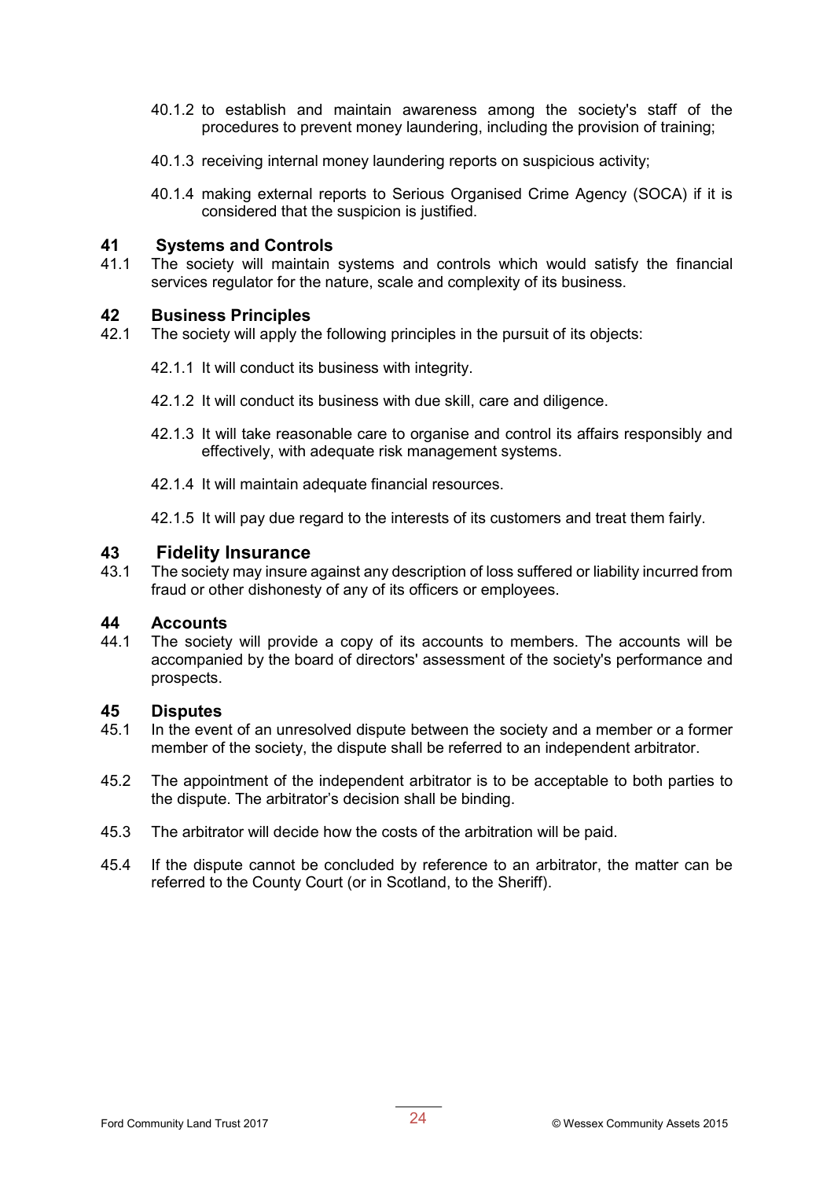40.1.2 to establish and maintain awareness among the society's staff of the procedures to prevent money laundering, including the provision of training;

40.1.3 receiving internal money laundering reports on suspicious activity;

40.1.4 making external reports to Serious Organised Crime Agency (SOCA) if it is considered that the suspicion is justified.

## 41 Systems and Controls

41.1 The society will maintain systems and controls which would satisfy the financial services regulator for the nature, scale and complexity of its business.

## 42 Business Principles

42.1 The society will apply the following principles in the pursuit of its objects:

42.1.1 It will conduct its business with integrity.

42.1.2 It will conduct its business with due skill, care and diligence.

42.1.3 It will take reasonable care to organise and control its affairs responsibly and effectively, with adequate risk management systems.

42.1.4 It will maintain adequate financial resources.

42.1.5 It will pay due regard to the interests of its customers and treat them fairly.

## 43 Fidelity Insurance

43.1 The society may insure against any description of loss suffered or liability incurred from fraud or other dishonesty of any of its officers or employees.

## 44 Accounts

44.1 The society will provide a copy of its accounts to members. The accounts will be accompanied by the board of directors' assessment of the society's performance and prospects.

## 45 Disputes

45.1 In the event of an unresolved dispute between the society and a member or a former member of the society, the dispute shall be referred to an independent arbitrator.

45.2 The appointment of the independent arbitrator is to be acceptable to both parties to the dispute. The arbitrator's decision shall be binding.

45.3 The arbitrator will decide how the costs of the arbitration will be paid.

45.4 If the dispute cannot be concluded by reference to an arbitrator, the matter can be referred to the County Court (or in Scotland, to the Sheriff).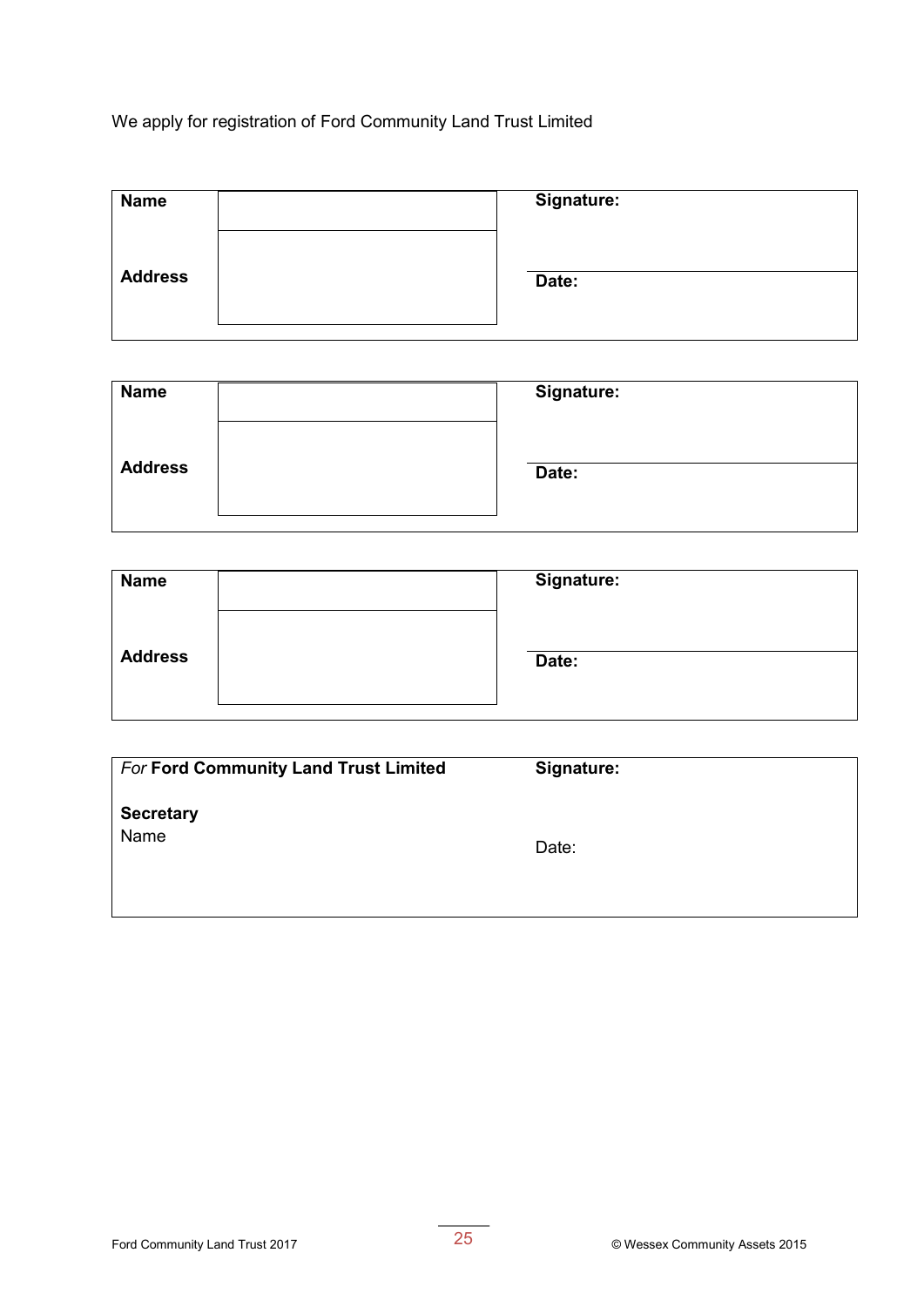We apply for registration of Ford Community Land Trust Limited

| | | |
|---|---|---|
| **Name** | | **Signature:** |
| **Address** | | **Date:** |

| | | |
|---|---|---|
| **Name** | | **Signature:** |
| **Address** | | **Date:** |

| | | |
|---|---|---|
| **Name** | | **Signature:** |
| **Address** | | **Date:** |

| | |
|---|---|
| *For* **Ford Community Land Trust Limited** | **Signature:** |
| **Secretary**<br>Name | Date: |